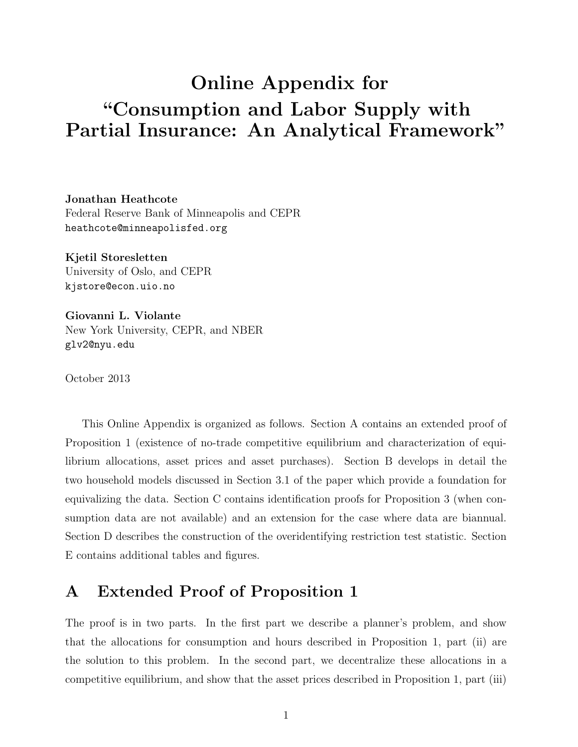# Online Appendix for "Consumption and Labor Supply with Partial Insurance: An Analytical Framework"

**Jonathan Heathcote**
Federal Reserve Bank of Minneapolis and CEPR
heathcote@minneapolisfed.org

**Kjetil Storesletten**
University of Oslo, and CEPR
kjstore@econ.uio.no

**Giovanni L. Violante**
New York University, CEPR, and NBER
glv2@nyu.edu

October 2013

This Online Appendix is organized as follows. Section A contains an extended proof of Proposition 1 (existence of no-trade competitive equilibrium and characterization of equilibrium allocations, asset prices and asset purchases). Section B develops in detail the two household models discussed in Section 3.1 of the paper which provide a foundation for equivalizing the data. Section C contains identification proofs for Proposition 3 (when consumption data are not available) and an extension for the case where data are biannual. Section D describes the construction of the overidentifying restriction test statistic. Section E contains additional tables and figures.

## A Extended Proof of Proposition 1

The proof is in two parts. In the first part we describe a planner's problem, and show that the allocations for consumption and hours described in Proposition 1, part (ii) are the solution to this problem. In the second part, we decentralize these allocations in a competitive equilibrium, and show that the asset prices described in Proposition 1, part (iii)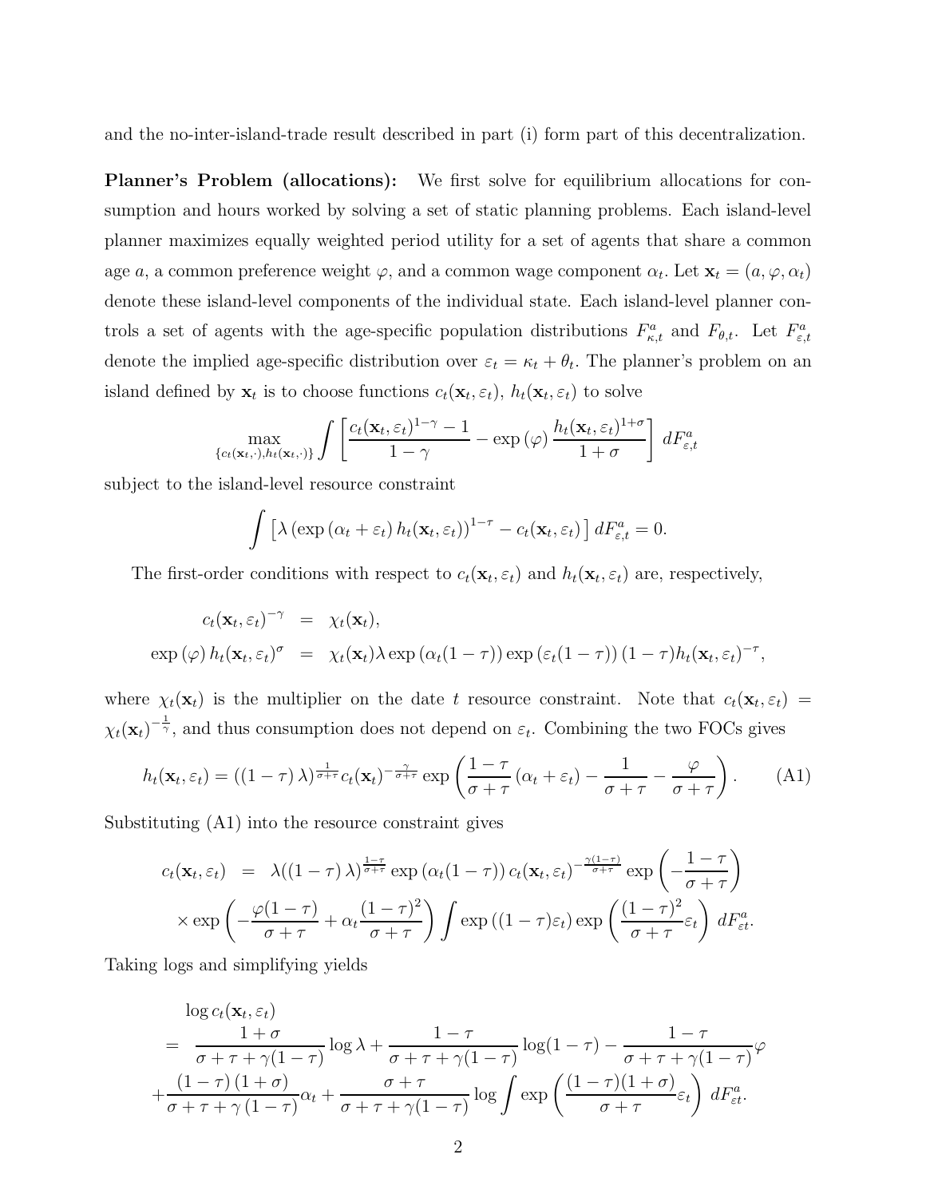and the no-inter-island-trade result described in part (i) form part of this decentralization.

**Planner's Problem (allocations):** We first solve for equilibrium allocations for consumption and hours worked by solving a set of static planning problems. Each island-level planner maximizes equally weighted period utility for a set of agents that share a common age $a$, a common preference weight $\varphi$, and a common wage component $\alpha_t$. Let $\mathbf{x}_t = (a, \varphi, \alpha_t)$ denote these island-level components of the individual state. Each island-level planner controls a set of agents with the age-specific population distributions $F^a_{\kappa,t}$ and $F_{\theta,t}$. Let $F^a_{\varepsilon,t}$ denote the implied age-specific distribution over $\varepsilon_t = \kappa_t + \theta_t$. The planner's problem on an island defined by $\mathbf{x}_t$ is to choose functions $c_t(\mathbf{x}_t, \varepsilon_t)$, $h_t(\mathbf{x}_t, \varepsilon_t)$ to solve

$$\max_{\{c_t(\mathbf{x}_t,\cdot),h_t(\mathbf{x}_t,\cdot)\}} \int \left[ \frac{c_t(\mathbf{x}_t, \varepsilon_t)^{1-\gamma} - 1}{1-\gamma} - \exp(\varphi) \frac{h_t(\mathbf{x}_t, \varepsilon_t)^{1+\sigma}}{1+\sigma} \right] dF^a_{\varepsilon,t}$$

subject to the island-level resource constraint

$$\int \left[ \lambda \left( \exp(\alpha_t + \varepsilon_t) h_t(\mathbf{x}_t, \varepsilon_t) \right)^{1-\tau} - c_t(\mathbf{x}_t, \varepsilon_t) \right] dF^a_{\varepsilon,t} = 0.$$

The first-order conditions with respect to $c_t(\mathbf{x}_t, \varepsilon_t)$ and $h_t(\mathbf{x}_t, \varepsilon_t)$ are, respectively,

$$\begin{aligned} c_t(\mathbf{x}_t, \varepsilon_t)^{-\gamma} &= \chi_t(\mathbf{x}_t), \\ \exp(\varphi)\, h_t(\mathbf{x}_t, \varepsilon_t)^{\sigma} &= \chi_t(\mathbf{x}_t) \lambda \exp(\alpha_t(1-\tau)) \exp(\varepsilon_t(1-\tau)) (1-\tau) h_t(\mathbf{x}_t, \varepsilon_t)^{-\tau}, \end{aligned}$$

where $\chi_t(\mathbf{x}_t)$ is the multiplier on the date $t$ resource constraint. Note that $c_t(\mathbf{x}_t, \varepsilon_t) = \chi_t(\mathbf{x}_t)^{-\frac{1}{\gamma}}$, and thus consumption does not depend on $\varepsilon_t$. Combining the two FOCs gives

$$h_t(\mathbf{x}_t, \varepsilon_t) = ((1-\tau)\lambda)^{\frac{1}{\sigma+\tau}} c_t(\mathbf{x}_t)^{-\frac{\gamma}{\sigma+\tau}} \exp\left( \frac{1-\tau}{\sigma+\tau}(\alpha_t + \varepsilon_t) - \frac{1}{\sigma+\tau} - \frac{\varphi}{\sigma+\tau} \right). \tag{A1}$$

Substituting (A1) into the resource constraint gives

$$\begin{aligned} c_t(\mathbf{x}_t, \varepsilon_t) &= \lambda ((1-\tau)\lambda)^{\frac{1-\tau}{\sigma+\tau}} \exp(\alpha_t(1-\tau)) c_t(\mathbf{x}_t, \varepsilon_t)^{-\frac{\gamma(1-\tau)}{\sigma+\tau}} \exp\left( -\frac{1-\tau}{\sigma+\tau} \right) \\ &\quad \times \exp\left( -\frac{\varphi(1-\tau)}{\sigma+\tau} + \alpha_t \frac{(1-\tau)^2}{\sigma+\tau} \right) \int \exp((1-\tau)\varepsilon_t) \exp\left( \frac{(1-\tau)^2}{\sigma+\tau} \varepsilon_t \right) dF^a_{\varepsilon t}. \end{aligned}$$

Taking logs and simplifying yields

$$\begin{aligned} &\log c_t(\mathbf{x}_t, \varepsilon_t) \\ &= \frac{1+\sigma}{\sigma+\tau+\gamma(1-\tau)} \log \lambda + \frac{1-\tau}{\sigma+\tau+\gamma(1-\tau)} \log(1-\tau) - \frac{1-\tau}{\sigma+\tau+\gamma(1-\tau)} \varphi \\ &+ \frac{(1-\tau)(1+\sigma)}{\sigma+\tau+\gamma(1-\tau)} \alpha_t + \frac{\sigma+\tau}{\sigma+\tau+\gamma(1-\tau)} \log \int \exp\left( \frac{(1-\tau)(1+\sigma)}{\sigma+\tau} \varepsilon_t \right) dF^a_{\varepsilon t}. \end{aligned}$$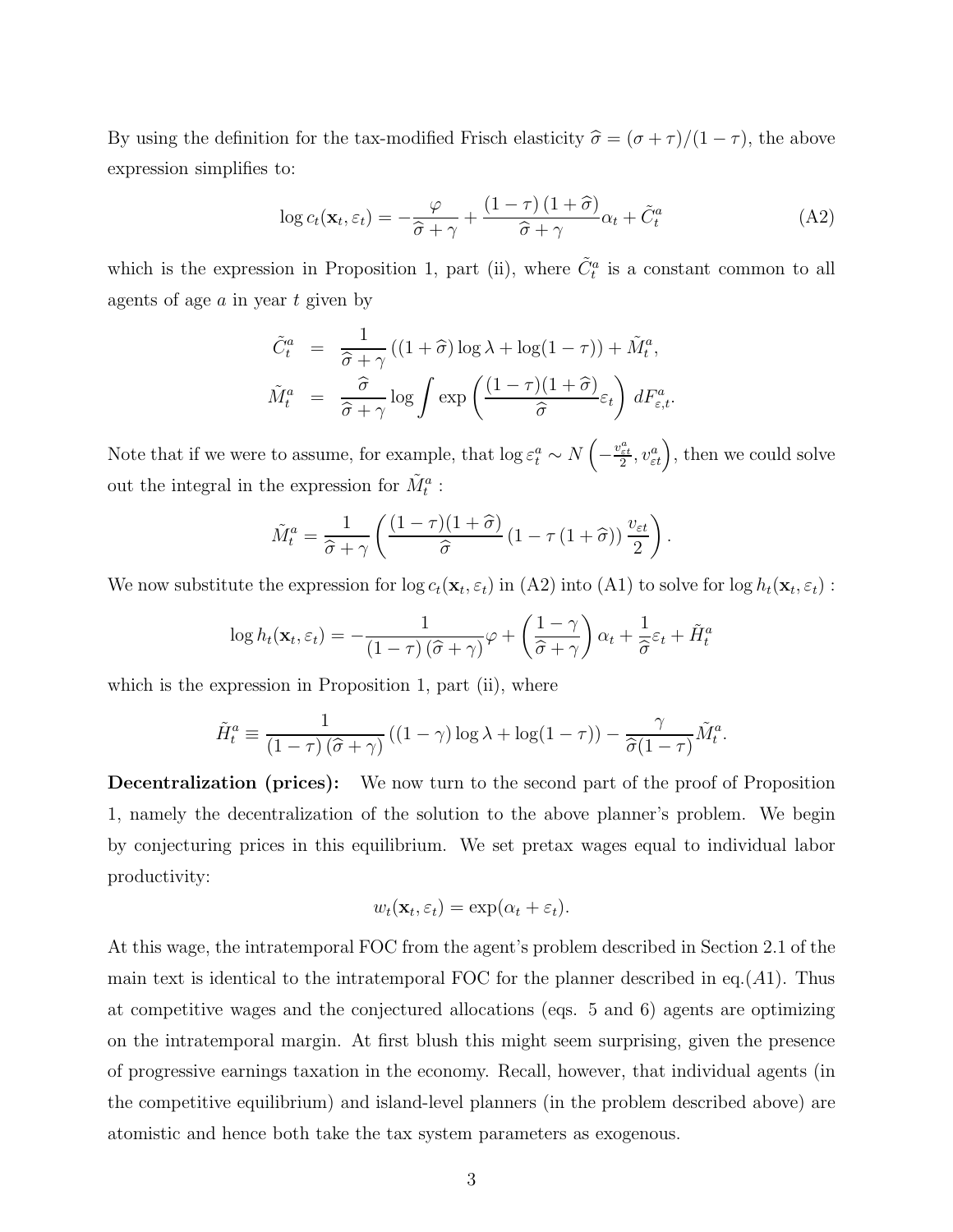By using the definition for the tax-modified Frisch elasticity $\widehat{\sigma} = (\sigma + \tau)/(1 - \tau)$, the above expression simplifies to:

$$\log c_t(\mathbf{x}_t, \varepsilon_t) = -\frac{\varphi}{\widehat{\sigma} + \gamma} + \frac{(1-\tau)(1+\widehat{\sigma})}{\widehat{\sigma} + \gamma}\alpha_t + \tilde{C}_t^a \tag{A2}$$

which is the expression in Proposition 1, part (ii), where $\tilde{C}_t^a$ is a constant common to all agents of age $a$ in year $t$ given by

$$\begin{aligned}
\tilde{C}_t^a &= \frac{1}{\widehat{\sigma} + \gamma}\left((1+\widehat{\sigma})\log\lambda + \log(1-\tau)\right) + \tilde{M}_t^a, \\
\tilde{M}_t^a &= \frac{\widehat{\sigma}}{\widehat{\sigma} + \gamma}\log\int \exp\left(\frac{(1-\tau)(1+\widehat{\sigma})}{\widehat{\sigma}}\varepsilon_t\right) dF_{\varepsilon,t}^a.
\end{aligned}$$

Note that if we were to assume, for example, that $\log \varepsilon_t^a \sim N\left(-\frac{v_{\varepsilon t}^a}{2}, v_{\varepsilon t}^a\right)$, then we could solve out the integral in the expression for $\tilde{M}_t^a$ :

$$\tilde{M}_t^a = \frac{1}{\widehat{\sigma} + \gamma}\left(\frac{(1-\tau)(1+\widehat{\sigma})}{\widehat{\sigma}}\left(1 - \tau\left(1+\widehat{\sigma}\right)\right)\frac{v_{\varepsilon t}}{2}\right).$$

We now substitute the expression for $\log c_t(\mathbf{x}_t, \varepsilon_t)$ in (A2) into (A1) to solve for $\log h_t(\mathbf{x}_t, \varepsilon_t)$ :

$$\log h_t(\mathbf{x}_t, \varepsilon_t) = -\frac{1}{(1-\tau)(\widehat{\sigma} + \gamma)}\varphi + \left(\frac{1-\gamma}{\widehat{\sigma} + \gamma}\right)\alpha_t + \frac{1}{\widehat{\sigma}}\varepsilon_t + \tilde{H}_t^a$$

which is the expression in Proposition 1, part (ii), where

$$\tilde{H}_t^a \equiv \frac{1}{(1-\tau)(\widehat{\sigma} + \gamma)}\left((1-\gamma)\log\lambda + \log(1-\tau)\right) - \frac{\gamma}{\widehat{\sigma}(1-\tau)}\tilde{M}_t^a.$$

**Decentralization (prices):** We now turn to the second part of the proof of Proposition 1, namely the decentralization of the solution to the above planner's problem. We begin by conjecturing prices in this equilibrium. We set pretax wages equal to individual labor productivity:

$$w_t(\mathbf{x}_t, \varepsilon_t) = \exp(\alpha_t + \varepsilon_t).$$

At this wage, the intratemporal FOC from the agent's problem described in Section 2.1 of the main text is identical to the intratemporal FOC for the planner described in eq.($A1$). Thus at competitive wages and the conjectured allocations (eqs. 5 and 6) agents are optimizing on the intratemporal margin. At first blush this might seem surprising, given the presence of progressive earnings taxation in the economy. Recall, however, that individual agents (in the competitive equilibrium) and island-level planners (in the problem described above) are atomistic and hence both take the tax system parameters as exogenous.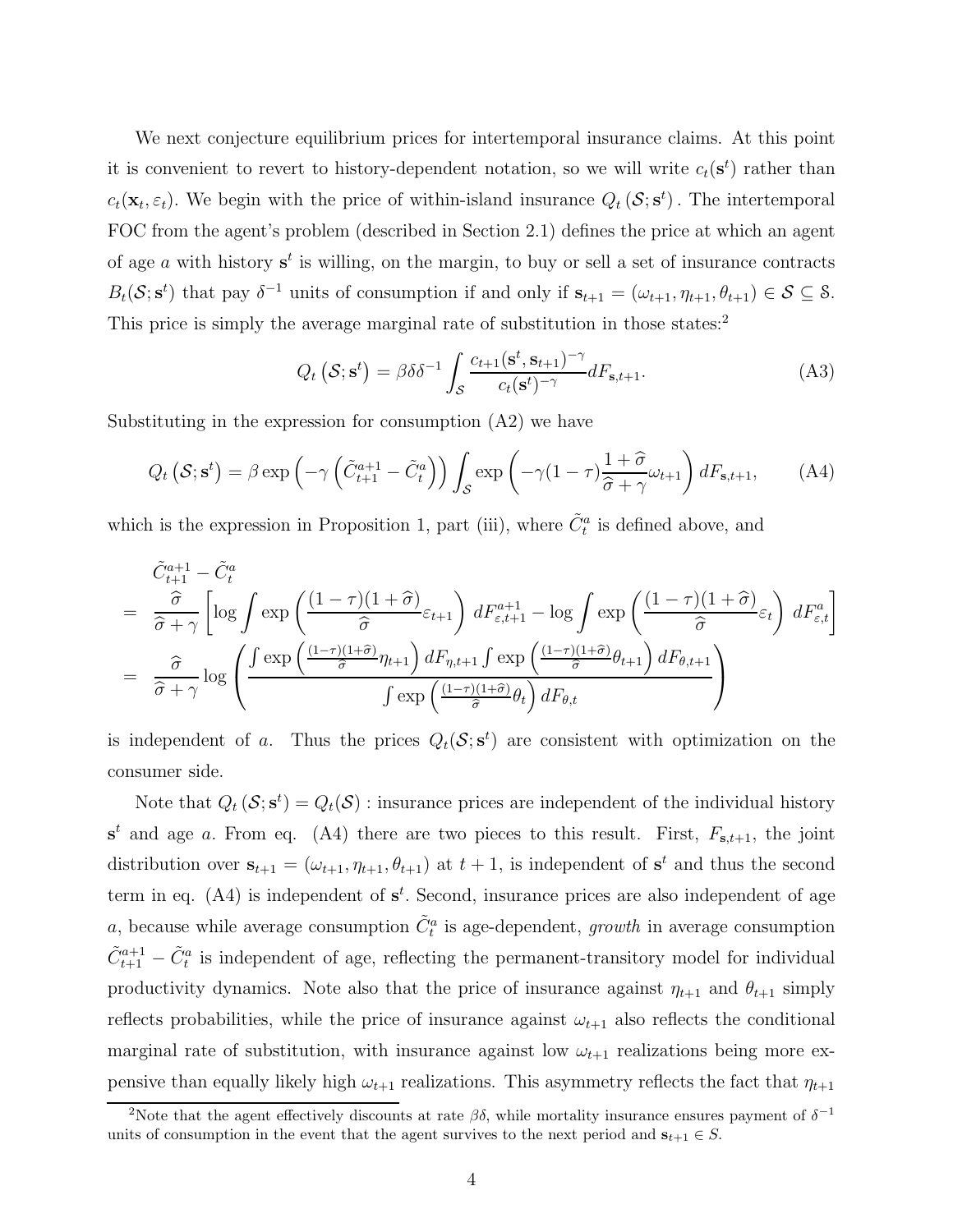We next conjecture equilibrium prices for intertemporal insurance claims. At this point it is convenient to revert to history-dependent notation, so we will write $c_t(\mathbf{s}^t)$ rather than $c_t(\mathbf{x}_t, \varepsilon_t)$. We begin with the price of within-island insurance $Q_t\left(\mathcal{S}; \mathbf{s}^t\right)$. The intertemporal FOC from the agent's problem (described in Section 2.1) defines the price at which an agent of age $a$ with history $\mathbf{s}^t$ is willing, on the margin, to buy or sell a set of insurance contracts $B_t(\mathcal{S}; \mathbf{s}^t)$ that pay $\delta^{-1}$ units of consumption if and only if $\mathbf{s}_{t+1} = (\omega_{t+1}, \eta_{t+1}, \theta_{t+1}) \in \mathcal{S} \subseteq \mathbb{S}$. This price is simply the average marginal rate of substitution in those states:[2]

$$Q_t\left(\mathcal{S}; \mathbf{s}^t\right) = \beta\delta\delta^{-1} \int_{\mathcal{S}} \frac{c_{t+1}(\mathbf{s}^t, \mathbf{s}_{t+1})^{-\gamma}}{c_t(\mathbf{s}^t)^{-\gamma}} dF_{\mathbf{s},t+1}. \tag{A3}$$

Substituting in the expression for consumption (A2) we have

$$Q_t\left(\mathcal{S}; \mathbf{s}^t\right) = \beta \exp\left(-\gamma\left(\tilde{C}_{t+1}^{a+1} - \tilde{C}_t^a\right)\right) \int_{\mathcal{S}} \exp\left(-\gamma(1-\tau)\frac{1+\widehat{\sigma}}{\widehat{\sigma}+\gamma}\omega_{t+1}\right) dF_{\mathbf{s},t+1}, \tag{A4}$$

which is the expression in Proposition 1, part (iii), where $\tilde{C}_t^a$ is defined above, and

$$\begin{aligned}
& \tilde{C}_{t+1}^{a+1} - \tilde{C}_t^a \\
= & \ \frac{\widehat{\sigma}}{\widehat{\sigma}+\gamma}\left[\log \int \exp\left(\frac{(1-\tau)(1+\widehat{\sigma})}{\widehat{\sigma}}\varepsilon_{t+1}\right) dF_{\varepsilon,t+1}^{a+1} - \log \int \exp\left(\frac{(1-\tau)(1+\widehat{\sigma})}{\widehat{\sigma}}\varepsilon_t\right) dF_{\varepsilon,t}^{a}\right] \\
= & \ \frac{\widehat{\sigma}}{\widehat{\sigma}+\gamma}\log\left(\frac{\int \exp\left(\frac{(1-\tau)(1+\widehat{\sigma})}{\widehat{\sigma}}\eta_{t+1}\right) dF_{\eta,t+1} \int \exp\left(\frac{(1-\tau)(1+\widehat{\sigma})}{\widehat{\sigma}}\theta_{t+1}\right) dF_{\theta,t+1}}{\int \exp\left(\frac{(1-\tau)(1+\widehat{\sigma})}{\widehat{\sigma}}\theta_t\right) dF_{\theta,t}}\right)
\end{aligned}$$

is independent of $a$. Thus the prices $Q_t(\mathcal{S}; \mathbf{s}^t)$ are consistent with optimization on the consumer side.

Note that $Q_t\left(\mathcal{S}; \mathbf{s}^t\right) = Q_t(\mathcal{S})$ : insurance prices are independent of the individual history $\mathbf{s}^t$ and age $a$. From eq. (A4) there are two pieces to this result. First, $F_{\mathbf{s},t+1}$, the joint distribution over $\mathbf{s}_{t+1} = (\omega_{t+1}, \eta_{t+1}, \theta_{t+1})$ at $t+1$, is independent of $\mathbf{s}^t$ and thus the second term in eq. (A4) is independent of $\mathbf{s}^t$. Second, insurance prices are also independent of age $a$, because while average consumption $\tilde{C}_t^a$ is age-dependent, *growth* in average consumption $\tilde{C}_{t+1}^{a+1} - \tilde{C}_t^a$ is independent of age, reflecting the permanent-transitory model for individual productivity dynamics. Note also that the price of insurance against $\eta_{t+1}$ and $\theta_{t+1}$ simply reflects probabilities, while the price of insurance against $\omega_{t+1}$ also reflects the conditional marginal rate of substitution, with insurance against low $\omega_{t+1}$ realizations being more expensive than equally likely high $\omega_{t+1}$ realizations. This asymmetry reflects the fact that $\eta_{t+1}$

[2] Note that the agent effectively discounts at rate $\beta\delta$, while mortality insurance ensures payment of $\delta^{-1}$ units of consumption in the event that the agent survives to the next period and $\mathbf{s}_{t+1} \in S$.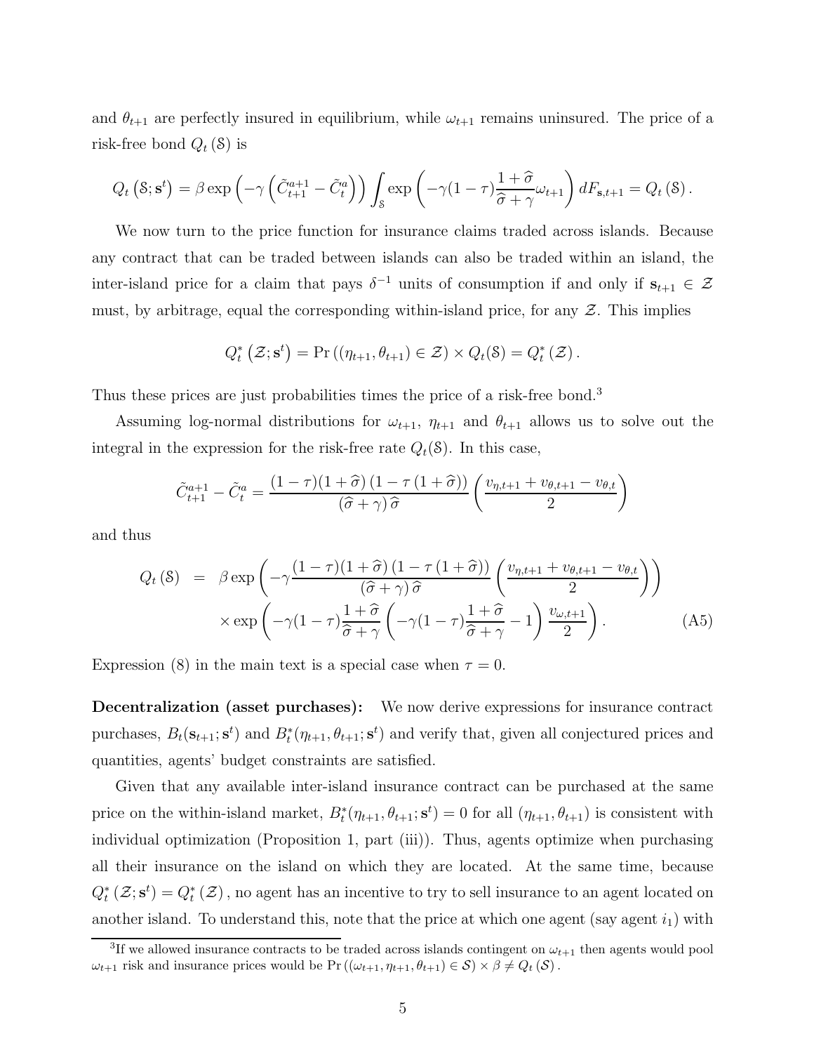and $\theta_{t+1}$ are perfectly insured in equilibrium, while $\omega_{t+1}$ remains uninsured. The price of a risk-free bond $Q_t(\mathcal{S})$ is

$$Q_t\left(\mathcal{S};\mathbf{s}^t\right) = \beta \exp\left(-\gamma\left(\tilde{C}^{a+1}_{t+1} - \tilde{C}^a_t\right)\right)\int_{\mathcal{S}} \exp\left(-\gamma(1-\tau)\frac{1+\widehat{\sigma}}{\widehat{\sigma}+\gamma}\omega_{t+1}\right)dF_{\mathbf{s},t+1} = Q_t\left(\mathcal{S}\right).$$

We now turn to the price function for insurance claims traded across islands. Because any contract that can be traded between islands can also be traded within an island, the inter-island price for a claim that pays $\delta^{-1}$ units of consumption if and only if $\mathbf{s}_{t+1} \in \mathcal{Z}$ must, by arbitrage, equal the corresponding within-island price, for any $\mathcal{Z}$. This implies

$$Q^*_t\left(\mathcal{Z};\mathbf{s}^t\right) = \Pr\left((\eta_{t+1},\theta_{t+1}) \in \mathcal{Z}\right) \times Q_t(\mathcal{S}) = Q^*_t\left(\mathcal{Z}\right).$$

Thus these prices are just probabilities times the price of a risk-free bond.[3]

Assuming log-normal distributions for $\omega_{t+1}$, $\eta_{t+1}$ and $\theta_{t+1}$ allows us to solve out the integral in the expression for the risk-free rate $Q_t(\mathcal{S})$. In this case,

$$\tilde{C}^{a+1}_{t+1} - \tilde{C}^a_t = \frac{(1-\tau)(1+\widehat{\sigma})\left(1-\tau\left(1+\widehat{\sigma}\right)\right)}{\left(\widehat{\sigma}+\gamma\right)\widehat{\sigma}}\left(\frac{v_{\eta,t+1}+v_{\theta,t+1}-v_{\theta,t}}{2}\right)$$

and thus

$$\begin{aligned} Q_t\left(\mathcal{S}\right) &= \beta\exp\left(-\gamma\frac{(1-\tau)(1+\widehat{\sigma})\left(1-\tau\left(1+\widehat{\sigma}\right)\right)}{\left(\widehat{\sigma}+\gamma\right)\widehat{\sigma}}\left(\frac{v_{\eta,t+1}+v_{\theta,t+1}-v_{\theta,t}}{2}\right)\right) \\ &\quad \times \exp\left(-\gamma(1-\tau)\frac{1+\widehat{\sigma}}{\widehat{\sigma}+\gamma}\left(-\gamma(1-\tau)\frac{1+\widehat{\sigma}}{\widehat{\sigma}+\gamma}-1\right)\frac{v_{\omega,t+1}}{2}\right). \end{aligned} \tag{A5}$$

Expression (8) in the main text is a special case when $\tau = 0$.

**Decentralization (asset purchases):** We now derive expressions for insurance contract purchases, $B_t(\mathbf{s}_{t+1};\mathbf{s}^t)$ and $B^*_t(\eta_{t+1},\theta_{t+1};\mathbf{s}^t)$ and verify that, given all conjectured prices and quantities, agents' budget constraints are satisfied.

Given that any available inter-island insurance contract can be purchased at the same price on the within-island market, $B^*_t(\eta_{t+1},\theta_{t+1};\mathbf{s}^t) = 0$ for all $(\eta_{t+1},\theta_{t+1})$ is consistent with individual optimization (Proposition 1, part (iii)). Thus, agents optimize when purchasing all their insurance on the island on which they are located. At the same time, because $Q^*_t\left(\mathcal{Z};\mathbf{s}^t\right) = Q^*_t\left(\mathcal{Z}\right)$, no agent has an incentive to try to sell insurance to an agent located on another island. To understand this, note that the price at which one agent (say agent $i_1$) with

[3] If we allowed insurance contracts to be traded across islands contingent on $\omega_{t+1}$ then agents would pool $\omega_{t+1}$ risk and insurance prices would be $\Pr\left((\omega_{t+1},\eta_{t+1},\theta_{t+1}) \in \mathcal{S}\right) \times \beta \neq Q_t\left(\mathcal{S}\right)$.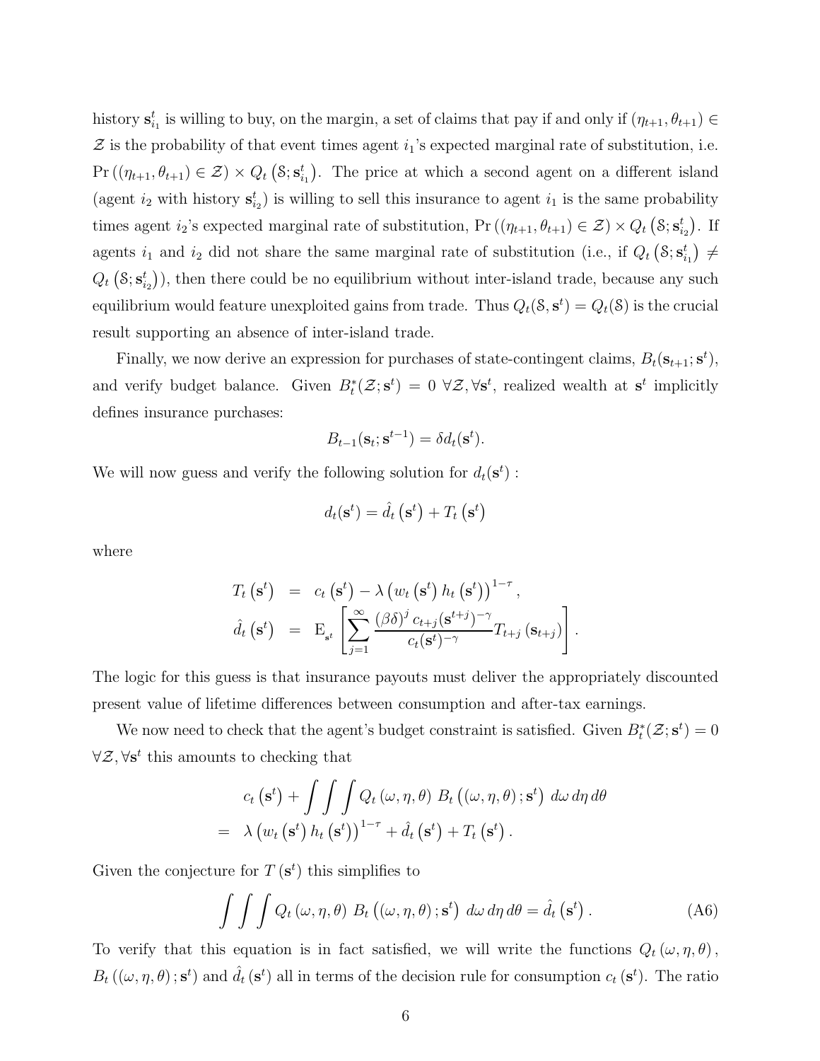history $\mathbf{s}_{i_1}^t$ is willing to buy, on the margin, a set of claims that pay if and only if $(\eta_{t+1}, \theta_{t+1}) \in \mathcal{Z}$ is the probability of that event times agent $i_1$'s expected marginal rate of substitution, i.e. $\Pr\left((\eta_{t+1}, \theta_{t+1}) \in \mathcal{Z}\right) \times Q_t\left(\mathcal{S}; \mathbf{s}_{i_1}^t\right)$. The price at which a second agent on a different island (agent $i_2$ with history $\mathbf{s}_{i_2}^t$) is willing to sell this insurance to agent $i_1$ is the same probability times agent $i_2$'s expected marginal rate of substitution, $\Pr\left((\eta_{t+1}, \theta_{t+1}) \in \mathcal{Z}\right) \times Q_t\left(\mathcal{S}; \mathbf{s}_{i_2}^t\right)$. If agents $i_1$ and $i_2$ did not share the same marginal rate of substitution (i.e., if $Q_t\left(\mathcal{S}; \mathbf{s}_{i_1}^t\right) \neq Q_t\left(\mathcal{S}; \mathbf{s}_{i_2}^t\right)$), then there could be no equilibrium without inter-island trade, because any such equilibrium would feature unexploited gains from trade. Thus $Q_t(\mathcal{S}, \mathbf{s}^t) = Q_t(\mathcal{S})$ is the crucial result supporting an absence of inter-island trade.

Finally, we now derive an expression for purchases of state-contingent claims, $B_t(\mathbf{s}_{t+1}; \mathbf{s}^t)$, and verify budget balance. Given $B_t^*(\mathcal{Z}; \mathbf{s}^t) = 0 \ \forall \mathcal{Z}, \forall \mathbf{s}^t$, realized wealth at $\mathbf{s}^t$ implicitly defines insurance purchases:

$$B_{t-1}(\mathbf{s}_t; \mathbf{s}^{t-1}) = \delta d_t(\mathbf{s}^t).$$

We will now guess and verify the following solution for $d_t(\mathbf{s}^t)$ :

$$d_t(\mathbf{s}^t) = \hat{d}_t\left(\mathbf{s}^t\right) + T_t\left(\mathbf{s}^t\right)$$

where

$$\begin{aligned} T_t\left(\mathbf{s}^t\right) &= c_t\left(\mathbf{s}^t\right) - \lambda\left(w_t\left(\mathbf{s}^t\right) h_t\left(\mathbf{s}^t\right)\right)^{1-\tau}, \\ \hat{d}_t\left(\mathbf{s}^t\right) &= \mathrm{E}_{\mathbf{s}^t}\left[\sum_{j=1}^{\infty} \frac{(\beta\delta)^j \, c_{t+j}(\mathbf{s}^{t+j})^{-\gamma}}{c_t(\mathbf{s}^t)^{-\gamma}} T_{t+j}\left(\mathbf{s}_{t+j}\right)\right]. \end{aligned}$$

The logic for this guess is that insurance payouts must deliver the appropriately discounted present value of lifetime differences between consumption and after-tax earnings.

We now need to check that the agent's budget constraint is satisfied. Given $B_t^*(\mathcal{Z}; \mathbf{s}^t) = 0$ $\forall \mathcal{Z}, \forall \mathbf{s}^t$ this amounts to checking that

$$\begin{aligned} & c_t\left(\mathbf{s}^t\right) + \int\int\int Q_t\left(\omega, \eta, \theta\right) \, B_t\left(\left(\omega, \eta, \theta\right); \mathbf{s}^t\right) \, d\omega \, d\eta \, d\theta \\ = \ & \lambda\left(w_t\left(\mathbf{s}^t\right) h_t\left(\mathbf{s}^t\right)\right)^{1-\tau} + \hat{d}_t\left(\mathbf{s}^t\right) + T_t\left(\mathbf{s}^t\right). \end{aligned}$$

Given the conjecture for $T\left(\mathbf{s}^t\right)$ this simplifies to

$$\int\int\int Q_t\left(\omega, \eta, \theta\right) \, B_t\left(\left(\omega, \eta, \theta\right); \mathbf{s}^t\right) \, d\omega \, d\eta \, d\theta = \hat{d}_t\left(\mathbf{s}^t\right). \tag{A6}$$

To verify that this equation is in fact satisfied, we will write the functions $Q_t\left(\omega, \eta, \theta\right)$, $B_t\left(\left(\omega, \eta, \theta\right); \mathbf{s}^t\right)$ and $\hat{d}_t\left(\mathbf{s}^t\right)$ all in terms of the decision rule for consumption $c_t\left(\mathbf{s}^t\right)$. The ratio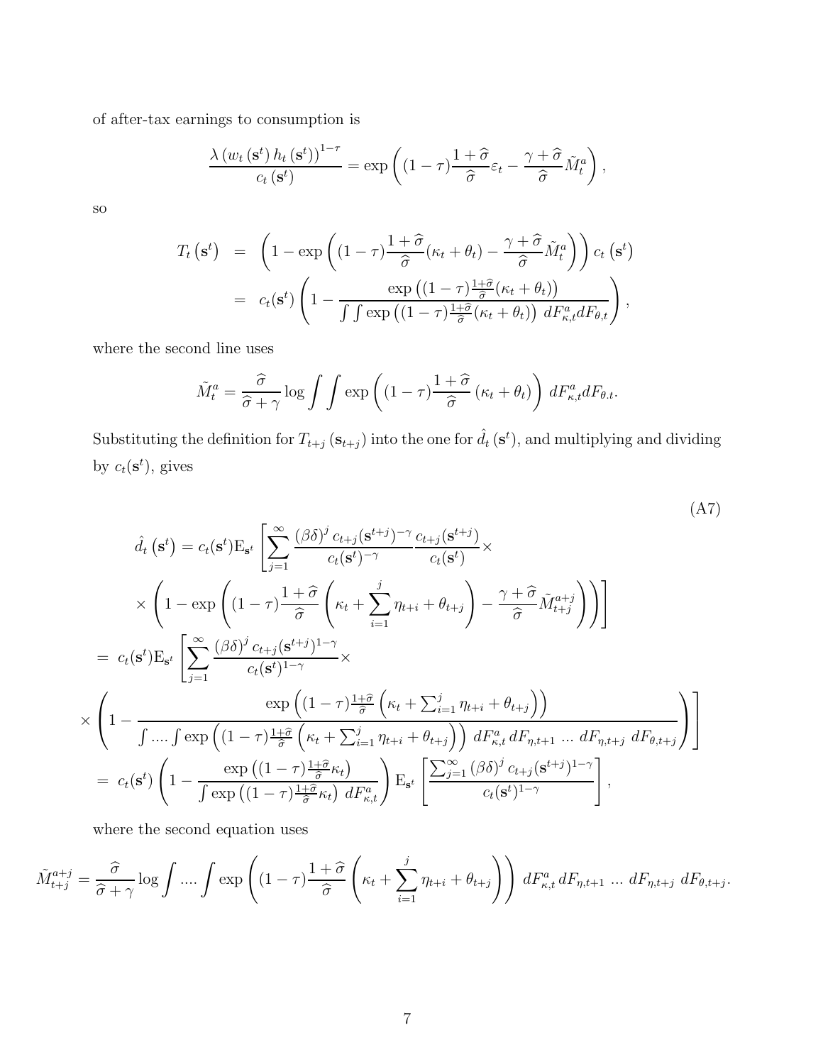of after-tax earnings to consumption is

$$\frac{\lambda\left(w_t\left(\mathbf{s}^t\right)h_t\left(\mathbf{s}^t\right)\right)^{1-\tau}}{c_t\left(\mathbf{s}^t\right)} = \exp\left((1-\tau)\frac{1+\widehat{\sigma}}{\widehat{\sigma}}\varepsilon_t - \frac{\gamma+\widehat{\sigma}}{\widehat{\sigma}}\tilde{M}_t^a\right),$$

so

$$\begin{aligned}
T_t\left(\mathbf{s}^t\right) &= \left(1-\exp\left((1-\tau)\frac{1+\widehat{\sigma}}{\widehat{\sigma}}(\kappa_t+\theta_t) - \frac{\gamma+\widehat{\sigma}}{\widehat{\sigma}}\tilde{M}_t^a\right)\right)c_t\left(\mathbf{s}^t\right) \\
&= c_t(\mathbf{s}^t)\left(1-\frac{\exp\left((1-\tau)\frac{1+\widehat{\sigma}}{\widehat{\sigma}}(\kappa_t+\theta_t)\right)}{\int\int\exp\left((1-\tau)\frac{1+\widehat{\sigma}}{\widehat{\sigma}}(\kappa_t+\theta_t)\right)\,dF^a_{\kappa,t}dF_{\theta,t}}\right),
\end{aligned}$$

where the second line uses

$$\tilde{M}_t^a = \frac{\widehat{\sigma}}{\widehat{\sigma}+\gamma}\log\int\int\exp\left((1-\tau)\frac{1+\widehat{\sigma}}{\widehat{\sigma}}\left(\kappa_t+\theta_t\right)\right)\,dF^a_{\kappa,t}dF_{\theta.t}.$$

Substituting the definition for $T_{t+j}\left(\mathbf{s}_{t+j}\right)$ into the one for $\hat{d}_t\left(\mathbf{s}^t\right)$, and multiplying and dividing by $c_t(\mathbf{s}^t)$, gives

$$\begin{aligned}
&\hat{d}_t\left(\mathbf{s}^t\right) = c_t(\mathbf{s}^t)\mathrm{E}_{\mathbf{s}^t}\left[\sum_{j=1}^{\infty}\frac{(\beta\delta)^j\,c_{t+j}(\mathbf{s}^{t+j})^{-\gamma}}{c_t(\mathbf{s}^t)^{-\gamma}}\frac{c_{t+j}(\mathbf{s}^{t+j})}{c_t(\mathbf{s}^t)}\times\right. \\
&\qquad\left.\times\left(1-\exp\left((1-\tau)\frac{1+\widehat{\sigma}}{\widehat{\sigma}}\left(\kappa_t+\sum_{i=1}^{j}\eta_{t+i}+\theta_{t+j}\right)-\frac{\gamma+\widehat{\sigma}}{\widehat{\sigma}}\tilde{M}^{a+j}_{t+j}\right)\right)\right] \\
&= c_t(\mathbf{s}^t)\mathrm{E}_{\mathbf{s}^t}\left[\sum_{j=1}^{\infty}\frac{(\beta\delta)^j\,c_{t+j}(\mathbf{s}^{t+j})^{1-\gamma}}{c_t(\mathbf{s}^t)^{1-\gamma}}\times\right. \\
&\times\left.\left(1-\frac{\exp\left((1-\tau)\frac{1+\widehat{\sigma}}{\widehat{\sigma}}\left(\kappa_t+\sum_{i=1}^{j}\eta_{t+i}+\theta_{t+j}\right)\right)}{\int....\int\exp\left((1-\tau)\frac{1+\widehat{\sigma}}{\widehat{\sigma}}\left(\kappa_t+\sum_{i=1}^{j}\eta_{t+i}+\theta_{t+j}\right)\right)\,dF^a_{\kappa,t}\,dF_{\eta,t+1}\,...\,dF_{\eta,t+j}\,dF_{\theta,t+j}}\right)\right] \\
&= c_t(\mathbf{s}^t)\left(1-\frac{\exp\left((1-\tau)\frac{1+\widehat{\sigma}}{\widehat{\sigma}}\kappa_t\right)}{\int\exp\left((1-\tau)\frac{1+\widehat{\sigma}}{\widehat{\sigma}}\kappa_t\right)\,dF^a_{\kappa,t}}\right)\mathrm{E}_{\mathbf{s}^t}\left[\frac{\sum_{j=1}^{\infty}(\beta\delta)^j\,c_{t+j}(\mathbf{s}^{t+j})^{1-\gamma}}{c_t(\mathbf{s}^t)^{1-\gamma}}\right],
\end{aligned} \tag{A7}$$

where the second equation uses

$$\tilde{M}^{a+j}_{t+j} = \frac{\widehat{\sigma}}{\widehat{\sigma}+\gamma}\log\int....\int\exp\left((1-\tau)\frac{1+\widehat{\sigma}}{\widehat{\sigma}}\left(\kappa_t+\sum_{i=1}^{j}\eta_{t+i}+\theta_{t+j}\right)\right)\,dF^a_{\kappa,t}\,dF_{\eta,t+1}\,...\,dF_{\eta,t+j}\,dF_{\theta,t+j}.$$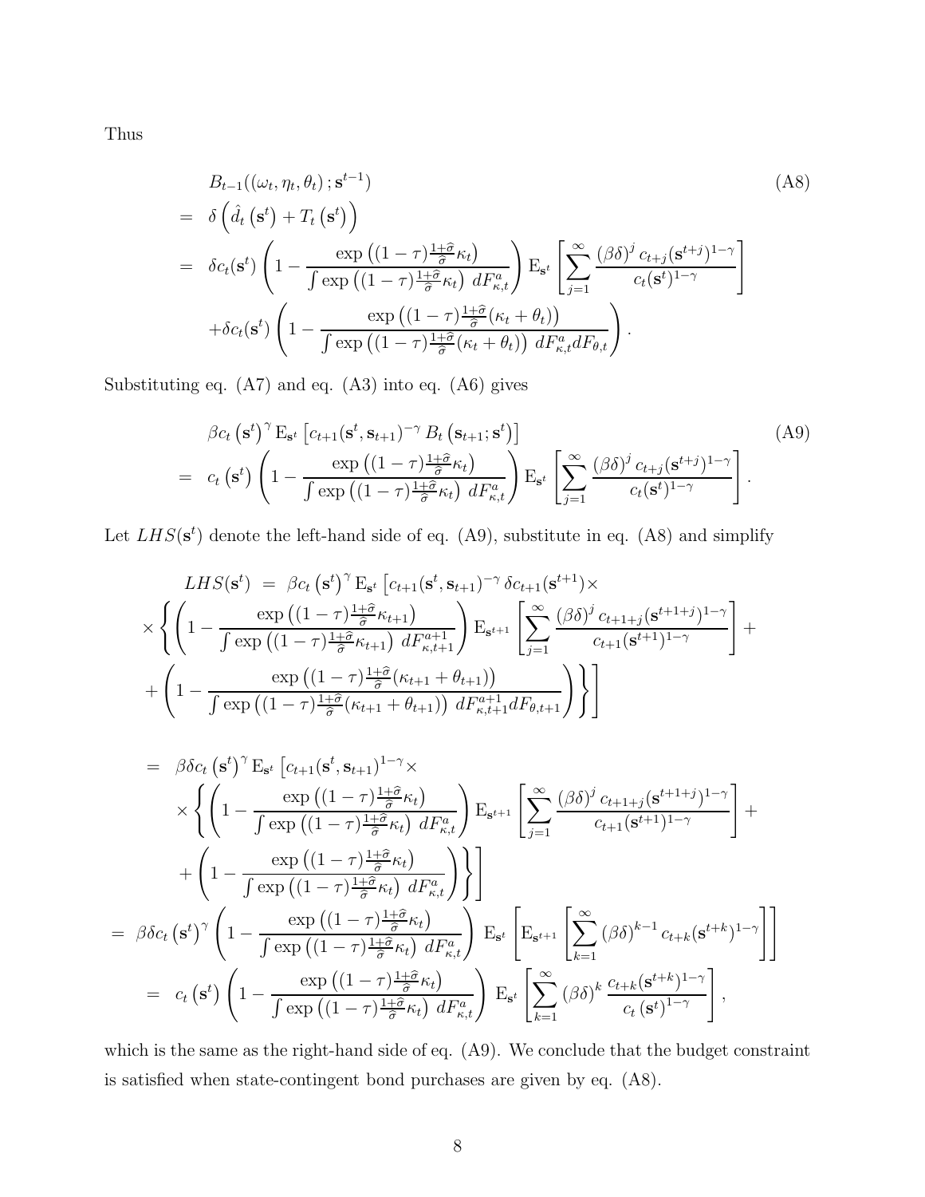Thus

$$
\begin{aligned}
& B_{t-1}((\omega_t,\eta_t,\theta_t)\,;\mathbf{s}^{t-1}) \\
= \;& \delta\left(\hat{d}_t\left(\mathbf{s}^t\right)+T_t\left(\mathbf{s}^t\right)\right) \\
= \;& \delta c_t(\mathbf{s}^t)\left(1-\frac{\exp\left((1-\tau)\frac{1+\widehat{\sigma}}{\widehat{\sigma}}\kappa_t\right)}{\int\exp\left((1-\tau)\frac{1+\widehat{\sigma}}{\widehat{\sigma}}\kappa_t\right)\,dF^a_{\kappa,t}}\right)\mathrm{E}_{\mathbf{s}^t}\left[\sum_{j=1}^{\infty}\frac{(\beta\delta)^j\,c_{t+j}(\mathbf{s}^{t+j})^{1-\gamma}}{c_t(\mathbf{s}^t)^{1-\gamma}}\right] \\
& +\delta c_t(\mathbf{s}^t)\left(1-\frac{\exp\left((1-\tau)\frac{1+\widehat{\sigma}}{\widehat{\sigma}}(\kappa_t+\theta_t)\right)}{\int\exp\left((1-\tau)\frac{1+\widehat{\sigma}}{\widehat{\sigma}}(\kappa_t+\theta_t)\right)\,dF^a_{\kappa,t}dF_{\theta,t}}\right).
\end{aligned}
\tag{A8}
$$

Substituting eq. (A7) and eq. (A3) into eq. (A6) gives

$$
\begin{aligned}
& \beta c_t\left(\mathbf{s}^t\right)^{\gamma}\mathrm{E}_{\mathbf{s}^t}\left[c_{t+1}(\mathbf{s}^t,\mathbf{s}_{t+1})^{-\gamma}\,B_t\left(\mathbf{s}_{t+1};\mathbf{s}^t\right)\right] \\
= \;& c_t\left(\mathbf{s}^t\right)\left(1-\frac{\exp\left((1-\tau)\frac{1+\widehat{\sigma}}{\widehat{\sigma}}\kappa_t\right)}{\int\exp\left((1-\tau)\frac{1+\widehat{\sigma}}{\widehat{\sigma}}\kappa_t\right)\,dF^a_{\kappa,t}}\right)\mathrm{E}_{\mathbf{s}^t}\left[\sum_{j=1}^{\infty}\frac{(\beta\delta)^j\,c_{t+j}(\mathbf{s}^{t+j})^{1-\gamma}}{c_t(\mathbf{s}^t)^{1-\gamma}}\right].
\end{aligned}
\tag{A9}
$$

Let $LHS(\mathbf{s}^t)$ denote the left-hand side of eq. (A9), substitute in eq. (A8) and simplify

$$
\begin{aligned}
LHS(\mathbf{s}^t) \;=\; & \beta c_t\left(\mathbf{s}^t\right)^{\gamma}\mathrm{E}_{\mathbf{s}^t}\left[c_{t+1}(\mathbf{s}^t,\mathbf{s}_{t+1})^{-\gamma}\,\delta c_{t+1}(\mathbf{s}^{t+1})\times\right. \\
& \times\left\{\left(1-\frac{\exp\left((1-\tau)\frac{1+\widehat{\sigma}}{\widehat{\sigma}}\kappa_{t+1}\right)}{\int\exp\left((1-\tau)\frac{1+\widehat{\sigma}}{\widehat{\sigma}}\kappa_{t+1}\right)\,dF^{a+1}_{\kappa,t+1}}\right)\mathrm{E}_{\mathbf{s}^{t+1}}\left[\sum_{j=1}^{\infty}\frac{(\beta\delta)^j\,c_{t+1+j}(\mathbf{s}^{t+1+j})^{1-\gamma}}{c_{t+1}(\mathbf{s}^{t+1})^{1-\gamma}}\right]+\right. \\
& \left.\left.+\left(1-\frac{\exp\left((1-\tau)\frac{1+\widehat{\sigma}}{\widehat{\sigma}}(\kappa_{t+1}+\theta_{t+1})\right)}{\int\exp\left((1-\tau)\frac{1+\widehat{\sigma}}{\widehat{\sigma}}(\kappa_{t+1}+\theta_{t+1})\right)\,dF^{a+1}_{\kappa,t+1}dF_{\theta,t+1}}\right)\right\}\right]
\end{aligned}
$$

$$
\begin{aligned}
= \;& \beta\delta c_t\left(\mathbf{s}^t\right)^{\gamma}\mathrm{E}_{\mathbf{s}^t}\left[c_{t+1}(\mathbf{s}^t,\mathbf{s}_{t+1})^{1-\gamma}\times\right. \\
& \times\left\{\left(1-\frac{\exp\left((1-\tau)\frac{1+\widehat{\sigma}}{\widehat{\sigma}}\kappa_t\right)}{\int\exp\left((1-\tau)\frac{1+\widehat{\sigma}}{\widehat{\sigma}}\kappa_t\right)\,dF^a_{\kappa,t}}\right)\mathrm{E}_{\mathbf{s}^{t+1}}\left[\sum_{j=1}^{\infty}\frac{(\beta\delta)^j\,c_{t+1+j}(\mathbf{s}^{t+1+j})^{1-\gamma}}{c_{t+1}(\mathbf{s}^{t+1})^{1-\gamma}}\right]+\right. \\
& \left.\left.+\left(1-\frac{\exp\left((1-\tau)\frac{1+\widehat{\sigma}}{\widehat{\sigma}}\kappa_t\right)}{\int\exp\left((1-\tau)\frac{1+\widehat{\sigma}}{\widehat{\sigma}}\kappa_t\right)\,dF^a_{\kappa,t}}\right)\right\}\right] \\
= \;& \beta\delta c_t\left(\mathbf{s}^t\right)^{\gamma}\left(1-\frac{\exp\left((1-\tau)\frac{1+\widehat{\sigma}}{\widehat{\sigma}}\kappa_t\right)}{\int\exp\left((1-\tau)\frac{1+\widehat{\sigma}}{\widehat{\sigma}}\kappa_t\right)\,dF^a_{\kappa,t}}\right)\mathrm{E}_{\mathbf{s}^t}\left[\mathrm{E}_{\mathbf{s}^{t+1}}\left[\sum_{k=1}^{\infty}(\beta\delta)^{k-1}c_{t+k}(\mathbf{s}^{t+k})^{1-\gamma}\right]\right] \\
= \;& c_t\left(\mathbf{s}^t\right)\left(1-\frac{\exp\left((1-\tau)\frac{1+\widehat{\sigma}}{\widehat{\sigma}}\kappa_t\right)}{\int\exp\left((1-\tau)\frac{1+\widehat{\sigma}}{\widehat{\sigma}}\kappa_t\right)\,dF^a_{\kappa,t}}\right)\mathrm{E}_{\mathbf{s}^t}\left[\sum_{k=1}^{\infty}(\beta\delta)^k\,\frac{c_{t+k}(\mathbf{s}^{t+k})^{1-\gamma}}{c_t\left(\mathbf{s}^t\right)^{1-\gamma}}\right],
\end{aligned}
$$

which is the same as the right-hand side of eq. (A9). We conclude that the budget constraint is satisfied when state-contingent bond purchases are given by eq. (A8).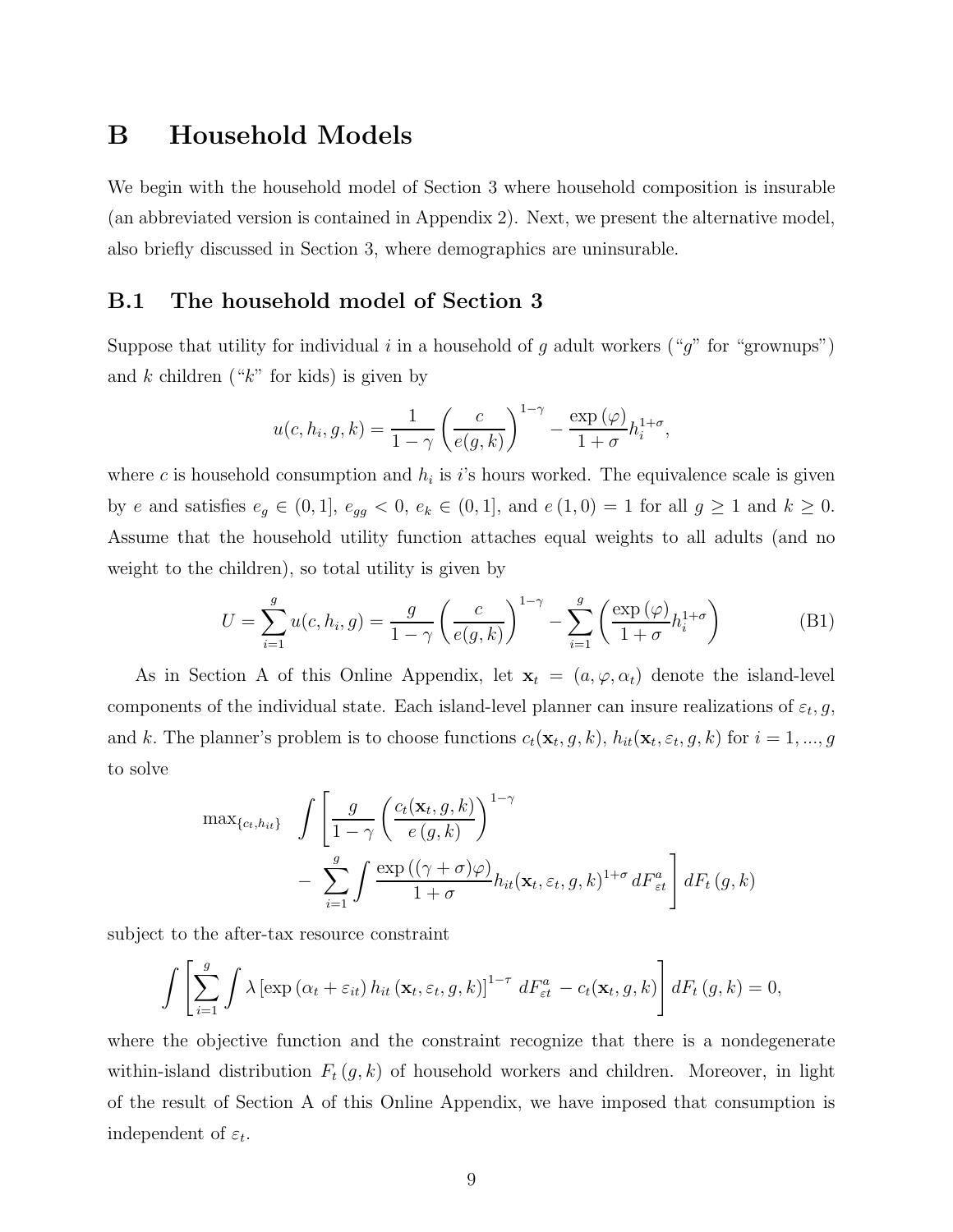# B Household Models

We begin with the household model of Section 3 where household composition is insurable (an abbreviated version is contained in Appendix 2). Next, we present the alternative model, also briefly discussed in Section 3, where demographics are uninsurable.

## B.1 The household model of Section 3

Suppose that utility for individual $i$ in a household of $g$ adult workers ("$g$" for "grownups") and $k$ children ("$k$" for kids) is given by

$$u(c, h_i, g, k) = \frac{1}{1-\gamma}\left(\frac{c}{e(g,k)}\right)^{1-\gamma} - \frac{\exp(\varphi)}{1+\sigma}h_i^{1+\sigma},$$

where $c$ is household consumption and $h_i$ is $i$'s hours worked. The equivalence scale is given by $e$ and satisfies $e_g \in (0,1]$, $e_{gg} < 0$, $e_k \in (0,1]$, and $e(1,0) = 1$ for all $g \geq 1$ and $k \geq 0$. Assume that the household utility function attaches equal weights to all adults (and no weight to the children), so total utility is given by

$$U = \sum_{i=1}^{g} u(c, h_i, g) = \frac{g}{1-\gamma}\left(\frac{c}{e(g,k)}\right)^{1-\gamma} - \sum_{i=1}^{g}\left(\frac{\exp(\varphi)}{1+\sigma}h_i^{1+\sigma}\right) \tag{B1}$$

As in Section A of this Online Appendix, let $\mathbf{x}_t = (a, \varphi, \alpha_t)$ denote the island-level components of the individual state. Each island-level planner can insure realizations of $\varepsilon_t$, $g$, and $k$. The planner's problem is to choose functions $c_t(\mathbf{x}_t, g, k)$, $h_{it}(\mathbf{x}_t, \varepsilon_t, g, k)$ for $i = 1, ..., g$ to solve

$$\max_{\{c_t, h_{it}\}} \int \left[\frac{g}{1-\gamma}\left(\frac{c_t(\mathbf{x}_t, g, k)}{e(g,k)}\right)^{1-\gamma} - \sum_{i=1}^{g}\int \frac{\exp((\gamma+\sigma)\varphi)}{1+\sigma}h_{it}(\mathbf{x}_t, \varepsilon_t, g, k)^{1+\sigma}\, dF^a_{\varepsilon t}\right] dF_t(g,k)$$

subject to the after-tax resource constraint

$$\int \left[\sum_{i=1}^{g}\int \lambda\left[\exp(\alpha_t + \varepsilon_{it})\, h_{it}(\mathbf{x}_t, \varepsilon_t, g, k)\right]^{1-\tau}\, dF^a_{\varepsilon t} - c_t(\mathbf{x}_t, g, k)\right] dF_t(g,k) = 0,$$

where the objective function and the constraint recognize that there is a nondegenerate within-island distribution $F_t(g,k)$ of household workers and children. Moreover, in light of the result of Section A of this Online Appendix, we have imposed that consumption is independent of $\varepsilon_t$.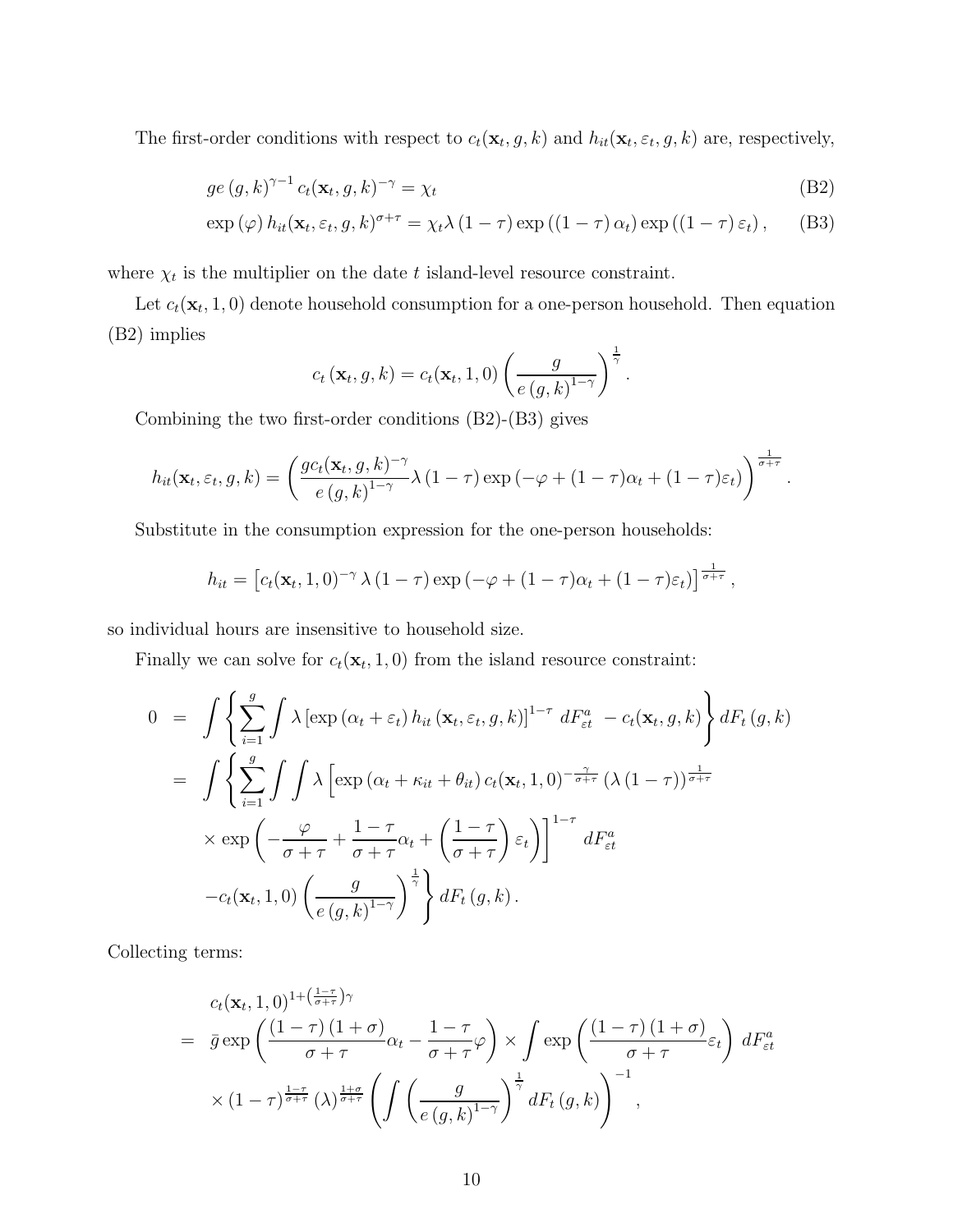The first-order conditions with respect to $c_t(\mathbf{x}_t, g, k)$ and $h_{it}(\mathbf{x}_t, \varepsilon_t, g, k)$ are, respectively,

$$ge\,(g,k)^{\gamma-1}\,c_t(\mathbf{x}_t, g, k)^{-\gamma} = \chi_t \tag{B2}$$

$$\exp\left(\varphi\right) h_{it}(\mathbf{x}_t, \varepsilon_t, g, k)^{\sigma+\tau} = \chi_t \lambda \left(1-\tau\right) \exp\left(\left(1-\tau\right)\alpha_t\right) \exp\left(\left(1-\tau\right)\varepsilon_t\right), \tag{B3}$$

where $\chi_t$ is the multiplier on the date $t$ island-level resource constraint.

Let $c_t(\mathbf{x}_t, 1, 0)$ denote household consumption for a one-person household. Then equation (B2) implies

$$c_t\left(\mathbf{x}_t, g, k\right) = c_t(\mathbf{x}_t, 1, 0)\left(\frac{g}{e\left(g,k\right)^{1-\gamma}}\right)^{\frac{1}{\gamma}}.$$

Combining the two first-order conditions (B2)-(B3) gives

$$h_{it}(\mathbf{x}_t, \varepsilon_t, g, k) = \left(\frac{gc_t(\mathbf{x}_t, g, k)^{-\gamma}}{e\left(g,k\right)^{1-\gamma}} \lambda \left(1-\tau\right) \exp\left(-\varphi + (1-\tau)\alpha_t + (1-\tau)\varepsilon_t\right)\right)^{\frac{1}{\sigma+\tau}}.$$

Substitute in the consumption expression for the one-person households:

$$h_{it} = \left[c_t(\mathbf{x}_t, 1, 0)^{-\gamma} \lambda \left(1-\tau\right) \exp\left(-\varphi + (1-\tau)\alpha_t + (1-\tau)\varepsilon_t\right)\right]^{\frac{1}{\sigma+\tau}},$$

so individual hours are insensitive to household size.

Finally we can solve for $c_t(\mathbf{x}_t, 1, 0)$ from the island resource constraint:

$$\begin{aligned}
0 &= \int \left\{ \sum_{i=1}^{g} \int \lambda \left[\exp\left(\alpha_t + \varepsilon_t\right) h_{it}\left(\mathbf{x}_t, \varepsilon_t, g, k\right)\right]^{1-\tau} \, dF^a_{\varepsilon t} \; - c_t(\mathbf{x}_t, g, k) \right\} dF_t\left(g, k\right) \\
&= \int \left\{ \sum_{i=1}^{g} \int \int \lambda \left[\exp\left(\alpha_t + \kappa_{it} + \theta_{it}\right) c_t(\mathbf{x}_t, 1, 0)^{-\frac{\gamma}{\sigma+\tau}} \left(\lambda\left(1-\tau\right)\right)^{\frac{1}{\sigma+\tau}} \right.\right. \\
&\quad \left. \times \exp\left(-\frac{\varphi}{\sigma+\tau} + \frac{1-\tau}{\sigma+\tau}\alpha_t + \left(\frac{1-\tau}{\sigma+\tau}\right)\varepsilon_t\right)\right]^{1-\tau} \, dF^a_{\varepsilon t} \\
&\quad \left. - c_t(\mathbf{x}_t, 1, 0)\left(\frac{g}{e\left(g,k\right)^{1-\gamma}}\right)^{\frac{1}{\gamma}} \right\} dF_t\left(g, k\right).
\end{aligned}$$

Collecting terms:

$$\begin{aligned}
& c_t(\mathbf{x}_t, 1, 0)^{1+\left(\frac{1-\tau}{\sigma+\tau}\right)\gamma} \\
= \;& \bar{g} \exp\left(\frac{\left(1-\tau\right)\left(1+\sigma\right)}{\sigma+\tau}\alpha_t - \frac{1-\tau}{\sigma+\tau}\varphi\right) \times \int \exp\left(\frac{\left(1-\tau\right)\left(1+\sigma\right)}{\sigma+\tau}\varepsilon_t\right) \, dF^a_{\varepsilon t} \\
& \times \left(1-\tau\right)^{\frac{1-\tau}{\sigma+\tau}} \left(\lambda\right)^{\frac{1+\sigma}{\sigma+\tau}} \left(\int \left(\frac{g}{e\left(g,k\right)^{1-\gamma}}\right)^{\frac{1}{\gamma}} dF_t\left(g, k\right)\right)^{-1},
\end{aligned}$$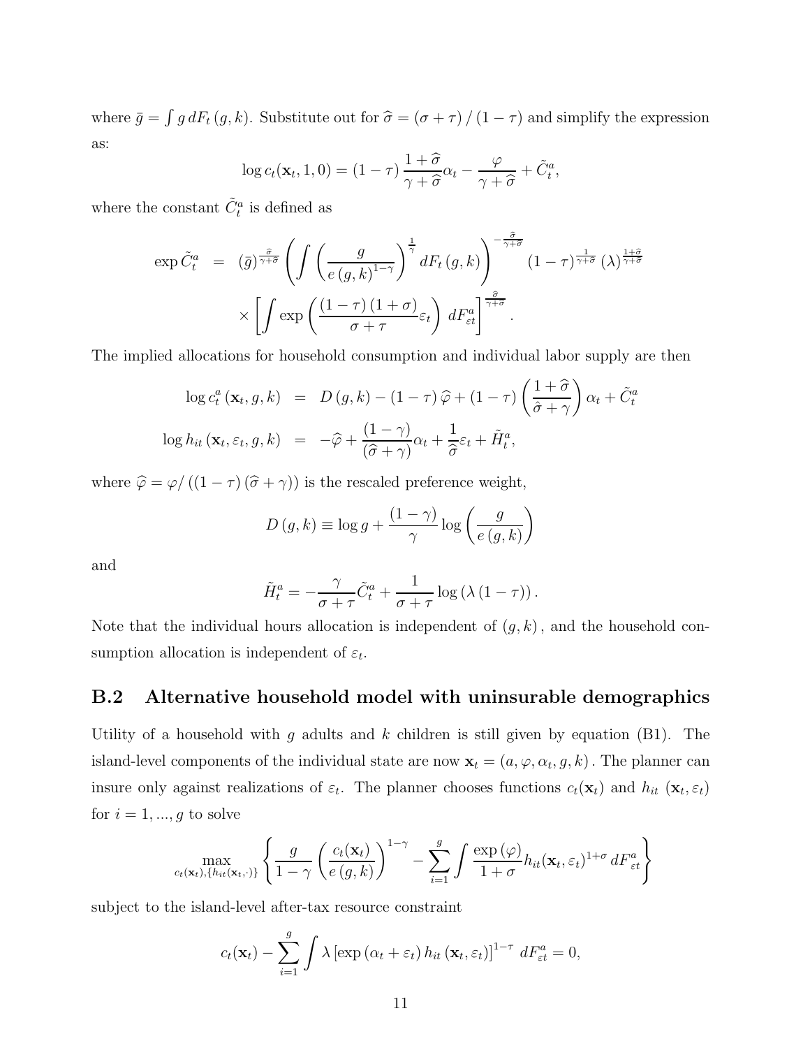where $\bar{g} = \int g \, dF_t(g,k)$. Substitute out for $\widehat{\sigma} = (\sigma + \tau)/(1-\tau)$ and simplify the expression as:

$$\log c_t(\mathbf{x}_t, 1, 0) = (1-\tau) \frac{1+\widehat{\sigma}}{\gamma + \widehat{\sigma}} \alpha_t - \frac{\varphi}{\gamma + \widehat{\sigma}} + \tilde{C}_t^a,$$

where the constant $\tilde{C}_t^a$ is defined as

$$\begin{aligned}
\exp \tilde{C}_t^a &= (\bar{g})^{\frac{\widehat{\sigma}}{\gamma+\widehat{\sigma}}} \left( \int \left( \frac{g}{e(g,k)^{1-\gamma}} \right)^{\frac{1}{\gamma}} dF_t(g,k) \right)^{-\frac{\widehat{\sigma}}{\gamma+\widehat{\sigma}}} (1-\tau)^{\frac{1}{\gamma+\widehat{\sigma}}} (\lambda)^{\frac{1+\widehat{\sigma}}{\gamma+\widehat{\sigma}}} \\
&\quad \times \left[ \int \exp\left( \frac{(1-\tau)(1+\sigma)}{\sigma+\tau} \varepsilon_t \right) dF_{\varepsilon t}^a \right]^{\frac{\widehat{\sigma}}{\gamma+\widehat{\sigma}}}.
\end{aligned}$$

The implied allocations for household consumption and individual labor supply are then

$$\begin{aligned}
\log c_t^a(\mathbf{x}_t, g, k) &= D(g,k) - (1-\tau)\widehat{\varphi} + (1-\tau)\left( \frac{1+\widehat{\sigma}}{\hat{\sigma}+\gamma} \right) \alpha_t + \tilde{C}_t^a \\
\log h_{it}(\mathbf{x}_t, \varepsilon_t, g, k) &= -\widehat{\varphi} + \frac{(1-\gamma)}{(\widehat{\sigma}+\gamma)} \alpha_t + \frac{1}{\widehat{\sigma}} \varepsilon_t + \tilde{H}_t^a,
\end{aligned}$$

where $\widehat{\varphi} = \varphi / ((1-\tau)(\widehat{\sigma}+\gamma))$ is the rescaled preference weight,

$$D(g,k) \equiv \log g + \frac{(1-\gamma)}{\gamma} \log\left( \frac{g}{e(g,k)} \right)$$

and

$$\tilde{H}_t^a = -\frac{\gamma}{\sigma+\tau} \tilde{C}_t^a + \frac{1}{\sigma+\tau} \log(\lambda(1-\tau)).$$

Note that the individual hours allocation is independent of $(g,k)$, and the household consumption allocation is independent of $\varepsilon_t$.

## B.2 Alternative household model with uninsurable demographics

Utility of a household with $g$ adults and $k$ children is still given by equation (B1). The island-level components of the individual state are now $\mathbf{x}_t = (a, \varphi, \alpha_t, g, k)$. The planner can insure only against realizations of $\varepsilon_t$. The planner chooses functions $c_t(\mathbf{x}_t)$ and $h_{it}(\mathbf{x}_t, \varepsilon_t)$ for $i = 1, ..., g$ to solve

$$\max_{c_t(\mathbf{x}_t), \{h_{it}(\mathbf{x}_t, \cdot)\}} \left\{ \frac{g}{1-\gamma} \left( \frac{c_t(\mathbf{x}_t)}{e(g,k)} \right)^{1-\gamma} - \sum_{i=1}^{g} \int \frac{\exp(\varphi)}{1+\sigma} h_{it}(\mathbf{x}_t, \varepsilon_t)^{1+\sigma} dF_{\varepsilon t}^a \right\}$$

subject to the island-level after-tax resource constraint

$$c_t(\mathbf{x}_t) - \sum_{i=1}^{g} \int \lambda \left[ \exp(\alpha_t + \varepsilon_t) h_{it}(\mathbf{x}_t, \varepsilon_t) \right]^{1-\tau} dF_{\varepsilon t}^a = 0,$$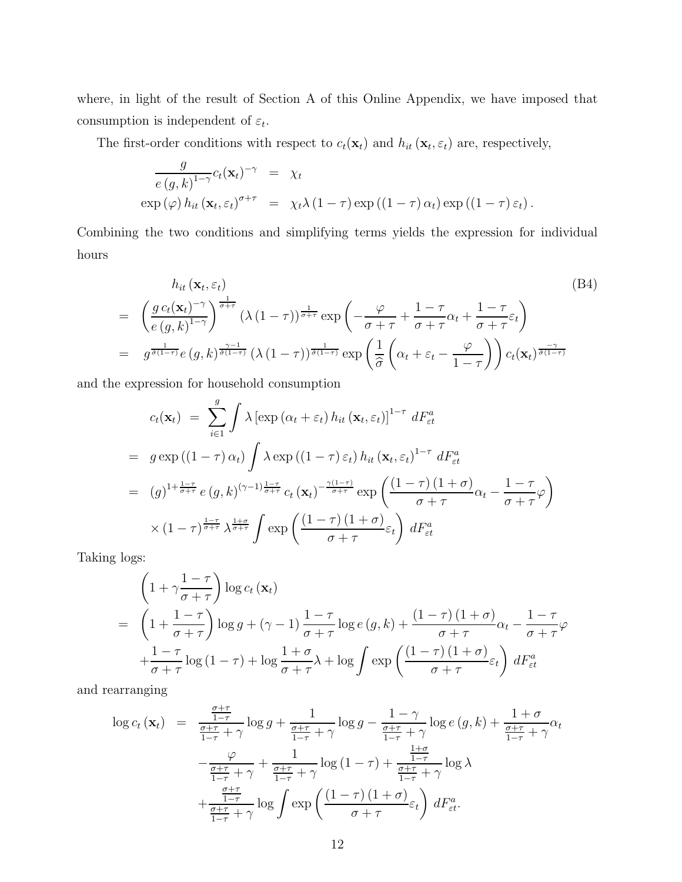where, in light of the result of Section A of this Online Appendix, we have imposed that consumption is independent of $\varepsilon_t$.

The first-order conditions with respect to $c_t(\mathbf{x}_t)$ and $h_{it}(\mathbf{x}_t, \varepsilon_t)$ are, respectively,

$$
\begin{aligned}
\frac{g}{e(g,k)^{1-\gamma}} c_t(\mathbf{x}_t)^{-\gamma} &= \chi_t \\
\exp(\varphi)\, h_{it}(\mathbf{x}_t, \varepsilon_t)^{\sigma+\tau} &= \chi_t \lambda (1-\tau) \exp((1-\tau)\alpha_t) \exp((1-\tau)\varepsilon_t).
\end{aligned}
$$

Combining the two conditions and simplifying terms yields the expression for individual hours

$$
\begin{aligned}
& h_{it}(\mathbf{x}_t, \varepsilon_t) \qquad \text{(B4)} \\
= & \left(\frac{g\, c_t(\mathbf{x}_t)^{-\gamma}}{e(g,k)^{1-\gamma}}\right)^{\frac{1}{\sigma+\tau}} (\lambda(1-\tau))^{\frac{1}{\sigma+\tau}} \exp\left(-\frac{\varphi}{\sigma+\tau} + \frac{1-\tau}{\sigma+\tau}\alpha_t + \frac{1-\tau}{\sigma+\tau}\varepsilon_t\right) \\
= & \; g^{\frac{1}{\hat{\sigma}(1-\tau)}} e(g,k)^{\frac{\gamma-1}{\hat{\sigma}(1-\tau)}} (\lambda(1-\tau))^{\frac{1}{\hat{\sigma}(1-\tau)}} \exp\left(\frac{1}{\widehat{\sigma}}\left(\alpha_t + \varepsilon_t - \frac{\varphi}{1-\tau}\right)\right) c_t(\mathbf{x}_t)^{\frac{-\gamma}{\hat{\sigma}(1-\tau)}}
\end{aligned}
$$

and the expression for household consumption

$$
\begin{aligned}
c_t(\mathbf{x}_t) \;=\; & \sum_{i \in 1}^{g} \int \lambda \left[\exp(\alpha_t + \varepsilon_t) h_{it}(\mathbf{x}_t, \varepsilon_t)\right]^{1-\tau} dF^a_{\varepsilon t} \\
= \; & g \exp((1-\tau)\alpha_t) \int \lambda \exp((1-\tau)\varepsilon_t) h_{it}(\mathbf{x}_t, \varepsilon_t)^{1-\tau} dF^a_{\varepsilon t} \\
= \; & (g)^{1+\frac{1-\tau}{\sigma+\tau}} e(g,k)^{(\gamma-1)\frac{1-\tau}{\sigma+\tau}} c_t(\mathbf{x}_t)^{-\frac{\gamma(1-\tau)}{\sigma+\tau}} \exp\left(\frac{(1-\tau)(1+\sigma)}{\sigma+\tau}\alpha_t - \frac{1-\tau}{\sigma+\tau}\varphi\right) \\
& \times (1-\tau)^{\frac{1-\tau}{\sigma+\tau}} \lambda^{\frac{1+\sigma}{\sigma+\tau}} \int \exp\left(\frac{(1-\tau)(1+\sigma)}{\sigma+\tau}\varepsilon_t\right) dF^a_{\varepsilon t}
\end{aligned}
$$

Taking logs:

$$
\begin{aligned}
& \left(1 + \gamma\frac{1-\tau}{\sigma+\tau}\right) \log c_t(\mathbf{x}_t) \\
= & \left(1 + \frac{1-\tau}{\sigma+\tau}\right) \log g + (\gamma-1)\frac{1-\tau}{\sigma+\tau} \log e(g,k) + \frac{(1-\tau)(1+\sigma)}{\sigma+\tau}\alpha_t - \frac{1-\tau}{\sigma+\tau}\varphi \\
& + \frac{1-\tau}{\sigma+\tau}\log(1-\tau) + \log\frac{1+\sigma}{\sigma+\tau}\lambda + \log \int \exp\left(\frac{(1-\tau)(1+\sigma)}{\sigma+\tau}\varepsilon_t\right) dF^a_{\varepsilon t}
\end{aligned}
$$

and rearranging

$$
\begin{aligned}
\log c_t(\mathbf{x}_t) \;=\; & \frac{\frac{\sigma+\tau}{1-\tau}}{\frac{\sigma+\tau}{1-\tau} + \gamma} \log g + \frac{1}{\frac{\sigma+\tau}{1-\tau} + \gamma} \log g - \frac{1-\gamma}{\frac{\sigma+\tau}{1-\tau} + \gamma} \log e(g,k) + \frac{1+\sigma}{\frac{\sigma+\tau}{1-\tau} + \gamma}\alpha_t \\
& - \frac{\varphi}{\frac{\sigma+\tau}{1-\tau} + \gamma} + \frac{1}{\frac{\sigma+\tau}{1-\tau} + \gamma} \log(1-\tau) + \frac{\frac{1+\sigma}{1-\tau}}{\frac{\sigma+\tau}{1-\tau} + \gamma} \log \lambda \\
& + \frac{\frac{\sigma+\tau}{1-\tau}}{\frac{\sigma+\tau}{1-\tau} + \gamma} \log \int \exp\left(\frac{(1-\tau)(1+\sigma)}{\sigma+\tau}\varepsilon_t\right) dF^a_{\varepsilon t}.
\end{aligned}
$$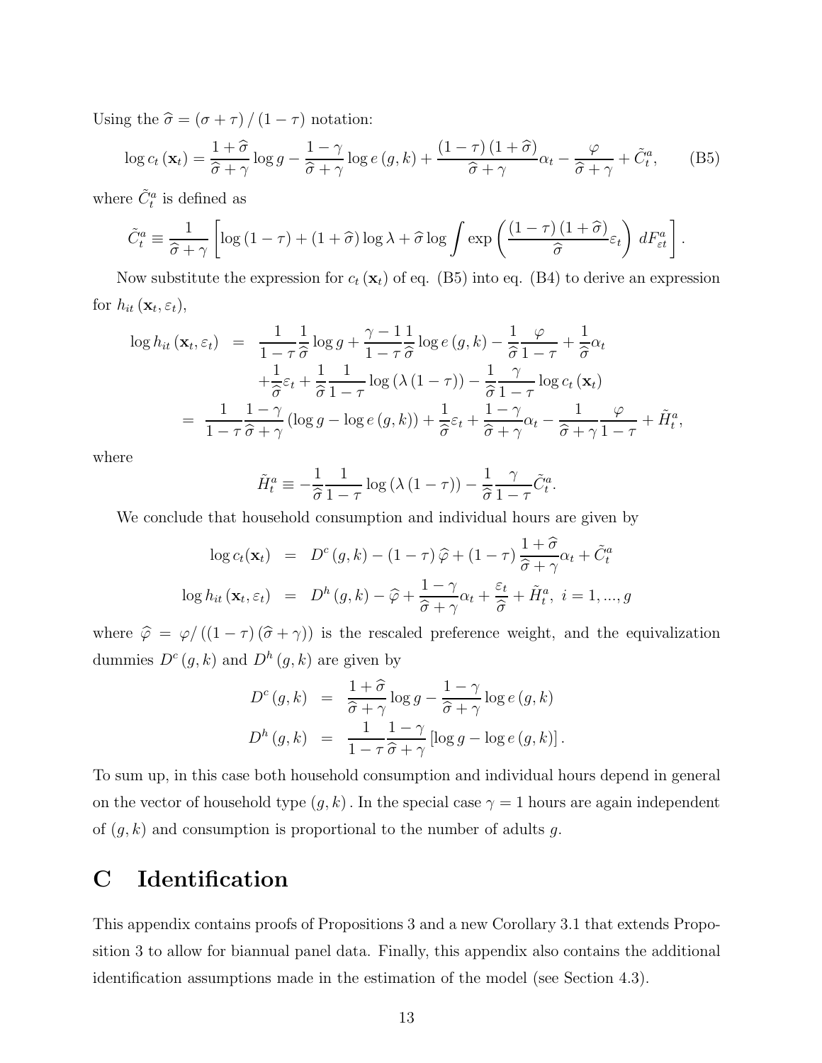Using the $\widehat{\sigma} = (\sigma + \tau) / (1 - \tau)$ notation:

$$\log c_t(\mathbf{x}_t) = \frac{1+\widehat{\sigma}}{\widehat{\sigma}+\gamma} \log g - \frac{1-\gamma}{\widehat{\sigma}+\gamma} \log e(g,k) + \frac{(1-\tau)(1+\widehat{\sigma})}{\widehat{\sigma}+\gamma} \alpha_t - \frac{\varphi}{\widehat{\sigma}+\gamma} + \tilde{C}_t^a, \qquad \text{(B5)}$$

where $\tilde{C}_t^a$ is defined as

$$\tilde{C}_t^a \equiv \frac{1}{\widehat{\sigma}+\gamma}\left[\log(1-\tau) + (1+\widehat{\sigma})\log\lambda + \widehat{\sigma}\log\int \exp\left(\frac{(1-\tau)(1+\widehat{\sigma})}{\widehat{\sigma}}\varepsilon_t\right) dF_{\varepsilon t}^a\right].$$

Now substitute the expression for $c_t(\mathbf{x}_t)$ of eq. (B5) into eq. (B4) to derive an expression for $h_{it}(\mathbf{x}_t, \varepsilon_t)$,

$$\begin{aligned}
\log h_{it}(\mathbf{x}_t, \varepsilon_t) &= \frac{1}{1-\tau}\frac{1}{\widehat{\sigma}}\log g + \frac{\gamma-1}{1-\tau}\frac{1}{\widehat{\sigma}}\log e(g,k) - \frac{1}{\widehat{\sigma}}\frac{\varphi}{1-\tau} + \frac{1}{\widehat{\sigma}}\alpha_t \\
&\quad + \frac{1}{\widehat{\sigma}}\varepsilon_t + \frac{1}{\widehat{\sigma}}\frac{1}{1-\tau}\log(\lambda(1-\tau)) - \frac{1}{\widehat{\sigma}}\frac{\gamma}{1-\tau}\log c_t(\mathbf{x}_t) \\
&= \frac{1}{1-\tau}\frac{1-\gamma}{\widehat{\sigma}+\gamma}(\log g - \log e(g,k)) + \frac{1}{\widehat{\sigma}}\varepsilon_t + \frac{1-\gamma}{\widehat{\sigma}+\gamma}\alpha_t - \frac{1}{\widehat{\sigma}+\gamma}\frac{\varphi}{1-\tau} + \tilde{H}_t^a,
\end{aligned}$$

where

$$\tilde{H}_t^a \equiv -\frac{1}{\widehat{\sigma}}\frac{1}{1-\tau}\log(\lambda(1-\tau)) - \frac{1}{\widehat{\sigma}}\frac{\gamma}{1-\tau}\tilde{C}_t^a.$$

We conclude that household consumption and individual hours are given by

$$\begin{aligned}
\log c_t(\mathbf{x}_t) &= D^c(g,k) - (1-\tau)\widehat{\varphi} + (1-\tau)\frac{1+\widehat{\sigma}}{\widehat{\sigma}+\gamma}\alpha_t + \tilde{C}_t^a \\
\log h_{it}(\mathbf{x}_t, \varepsilon_t) &= D^h(g,k) - \widehat{\varphi} + \frac{1-\gamma}{\widehat{\sigma}+\gamma}\alpha_t + \frac{\varepsilon_t}{\widehat{\sigma}} + \tilde{H}_t^a, \ i = 1, ..., g
\end{aligned}$$

where $\widehat{\varphi} = \varphi / ((1-\tau)(\widehat{\sigma}+\gamma))$ is the rescaled preference weight, and the equivalization dummies $D^c(g,k)$ and $D^h(g,k)$ are given by

$$\begin{aligned}
D^c(g,k) &= \frac{1+\widehat{\sigma}}{\widehat{\sigma}+\gamma}\log g - \frac{1-\gamma}{\widehat{\sigma}+\gamma}\log e(g,k) \\
D^h(g,k) &= \frac{1}{1-\tau}\frac{1-\gamma}{\widehat{\sigma}+\gamma}[\log g - \log e(g,k)].
\end{aligned}$$

To sum up, in this case both household consumption and individual hours depend in general on the vector of household type $(g,k)$. In the special case $\gamma = 1$ hours are again independent of $(g,k)$ and consumption is proportional to the number of adults $g$.

# C Identification

This appendix contains proofs of Propositions 3 and a new Corollary 3.1 that extends Proposition 3 to allow for biannual panel data. Finally, this appendix also contains the additional identification assumptions made in the estimation of the model (see Section 4.3).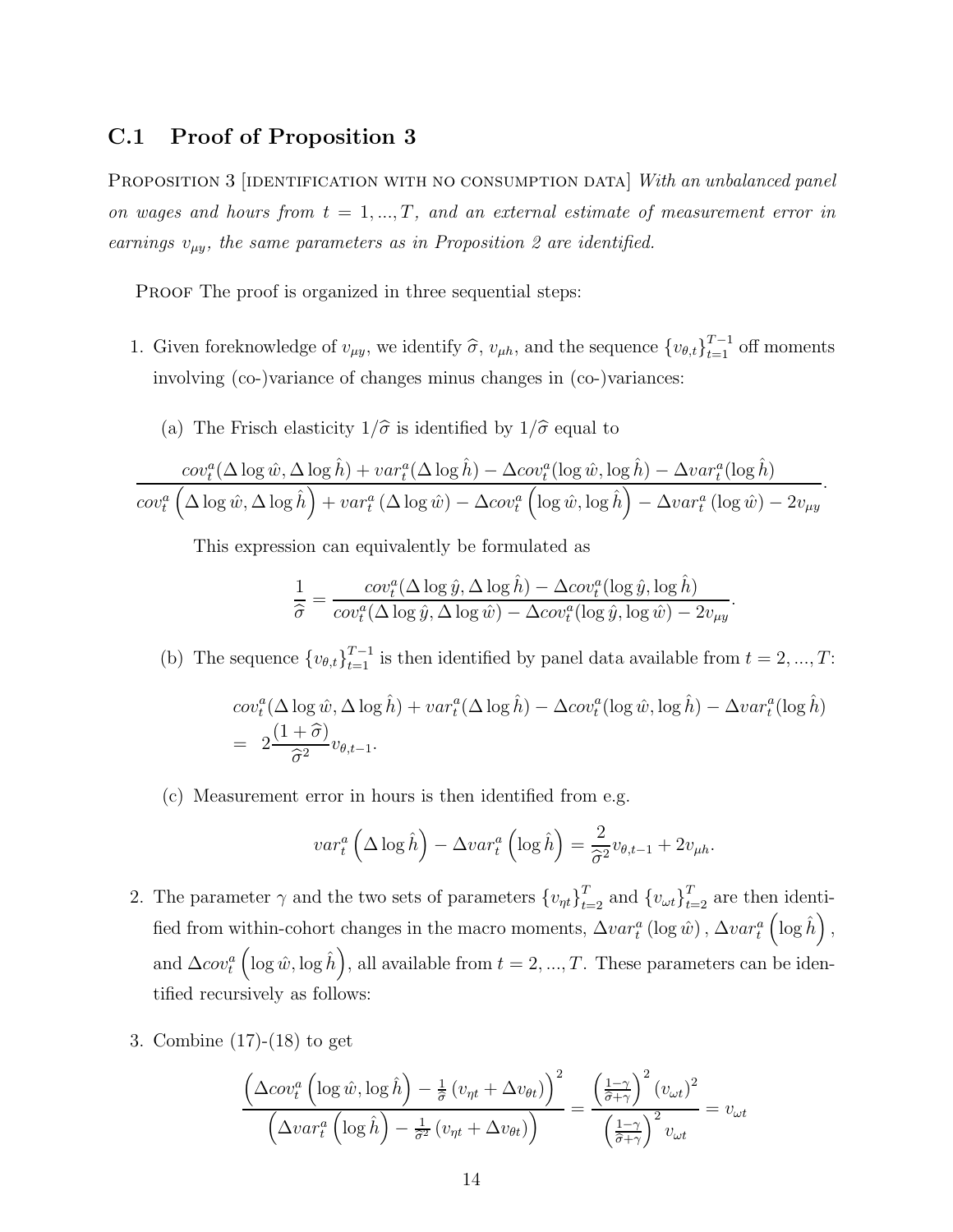### C.1 Proof of Proposition 3

Proposition 3 [identification with no consumption data] *With an unbalanced panel on wages and hours from $t = 1, ..., T$, and an external estimate of measurement error in earnings $v_{\mu y}$, the same parameters as in Proposition 2 are identified.*

Proof The proof is organized in three sequential steps:

1. Given foreknowledge of $v_{\mu y}$, we identify $\widehat{\sigma}$, $v_{\mu h}$, and the sequence $\{v_{\theta,t}\}_{t=1}^{T-1}$ off moments involving (co-)variance of changes minus changes in (co-)variances:

   (a) The Frisch elasticity $1/\widehat{\sigma}$ is identified by $1/\widehat{\sigma}$ equal to

$$\frac{cov_t^a(\Delta \log \hat{w}, \Delta \log \hat{h}) + var_t^a(\Delta \log \hat{h}) - \Delta cov_t^a(\log \hat{w}, \log \hat{h}) - \Delta var_t^a(\log \hat{h})}{cov_t^a\left(\Delta \log \hat{w}, \Delta \log \hat{h}\right) + var_t^a\left(\Delta \log \hat{w}\right) - \Delta cov_t^a\left(\log \hat{w}, \log \hat{h}\right) - \Delta var_t^a\left(\log \hat{w}\right) - 2v_{\mu y}}.$$

   This expression can equivalently be formulated as

$$\frac{1}{\widehat{\sigma}} = \frac{cov_t^a(\Delta \log \hat{y}, \Delta \log \hat{h}) - \Delta cov_t^a(\log \hat{y}, \log \hat{h})}{cov_t^a(\Delta \log \hat{y}, \Delta \log \hat{w}) - \Delta cov_t^a(\log \hat{y}, \log \hat{w}) - 2v_{\mu y}}.$$

   (b) The sequence $\{v_{\theta,t}\}_{t=1}^{T-1}$ is then identified by panel data available from $t = 2, ..., T$:

$$\begin{aligned}
&cov_t^a(\Delta \log \hat{w}, \Delta \log \hat{h}) + var_t^a(\Delta \log \hat{h}) - \Delta cov_t^a(\log \hat{w}, \log \hat{h}) - \Delta var_t^a(\log \hat{h}) \\
&= \ 2\frac{(1+\widehat{\sigma})}{\widehat{\sigma}^2} v_{\theta,t-1}.
\end{aligned}$$

   (c) Measurement error in hours is then identified from e.g.

$$var_t^a\left(\Delta \log \hat{h}\right) - \Delta var_t^a\left(\log \hat{h}\right) = \frac{2}{\widehat{\sigma}^2} v_{\theta,t-1} + 2v_{\mu h}.$$

2. The parameter $\gamma$ and the two sets of parameters $\{v_{\eta t}\}_{t=2}^{T}$ and $\{v_{\omega t}\}_{t=2}^{T}$ are then identified from within-cohort changes in the macro moments, $\Delta var_t^a\left(\log \hat{w}\right)$, $\Delta var_t^a\left(\log \hat{h}\right)$, and $\Delta cov_t^a\left(\log \hat{w}, \log \hat{h}\right)$, all available from $t = 2, ..., T$. These parameters can be identified recursively as follows:

3. Combine (17)-(18) to get

$$\frac{\left(\Delta cov_t^a\left(\log \hat{w}, \log \hat{h}\right) - \frac{1}{\widehat{\sigma}}\left(v_{\eta t} + \Delta v_{\theta t}\right)\right)^2}{\left(\Delta var_t^a\left(\log \hat{h}\right) - \frac{1}{\widehat{\sigma}^2}\left(v_{\eta t} + \Delta v_{\theta t}\right)\right)} = \frac{\left(\frac{1-\gamma}{\widehat{\sigma}+\gamma}\right)^2 (v_{\omega t})^2}{\left(\frac{1-\gamma}{\widehat{\sigma}+\gamma}\right)^2 v_{\omega t}} = v_{\omega t}$$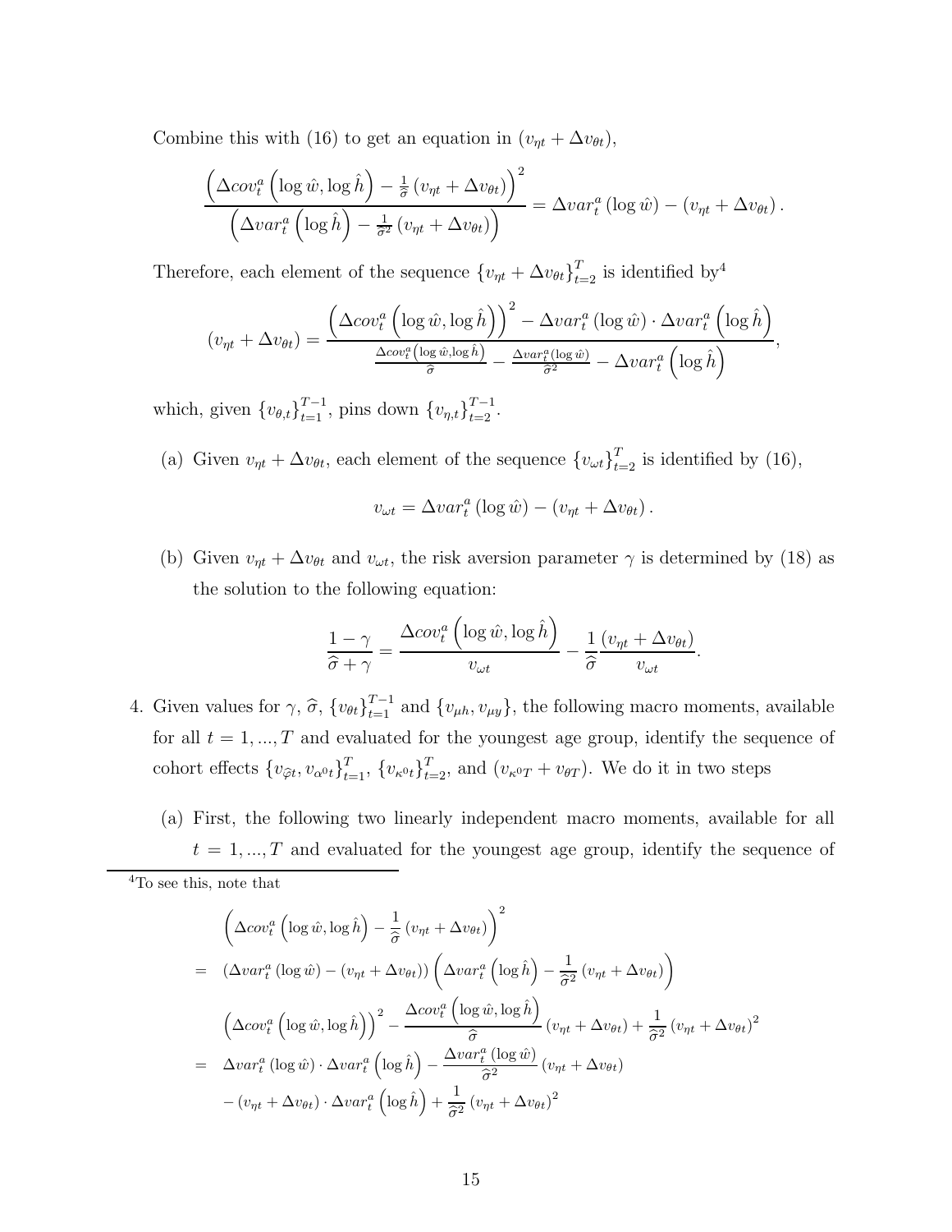Combine this with (16) to get an equation in $(v_{\eta t} + \Delta v_{\theta t})$,

$$\frac{\left(\Delta cov_t^a\left(\log \hat{w}, \log \hat{h}\right) - \frac{1}{\widehat{\sigma}}\left(v_{\eta t} + \Delta v_{\theta t}\right)\right)^2}{\left(\Delta var_t^a\left(\log \hat{h}\right) - \frac{1}{\widehat{\sigma}^2}\left(v_{\eta t} + \Delta v_{\theta t}\right)\right)} = \Delta var_t^a\left(\log \hat{w}\right) - \left(v_{\eta t} + \Delta v_{\theta t}\right).$$

Therefore, each element of the sequence $\{v_{\eta t} + \Delta v_{\theta t}\}_{t=2}^{T}$ is identified by[4]

$$(v_{\eta t} + \Delta v_{\theta t}) = \frac{\left(\Delta cov_t^a\left(\log \hat{w}, \log \hat{h}\right)\right)^2 - \Delta var_t^a\left(\log \hat{w}\right) \cdot \Delta var_t^a\left(\log \hat{h}\right)}{\frac{\Delta cov_t^a\left(\log \hat{w}, \log \hat{h}\right)}{\widehat{\sigma}} - \frac{\Delta var_t^a\left(\log \hat{w}\right)}{\widehat{\sigma}^2} - \Delta var_t^a\left(\log \hat{h}\right)},$$

which, given $\{v_{\theta,t}\}_{t=1}^{T-1}$, pins down $\{v_{\eta,t}\}_{t=2}^{T-1}$.

(a) Given $v_{\eta t} + \Delta v_{\theta t}$, each element of the sequence $\{v_{\omega t}\}_{t=2}^{T}$ is identified by (16),

$$v_{\omega t} = \Delta var_t^a\left(\log \hat{w}\right) - \left(v_{\eta t} + \Delta v_{\theta t}\right).$$

(b) Given $v_{\eta t} + \Delta v_{\theta t}$ and $v_{\omega t}$, the risk aversion parameter $\gamma$ is determined by (18) as the solution to the following equation:

$$\frac{1 - \gamma}{\widehat{\sigma} + \gamma} = \frac{\Delta cov_t^a\left(\log \hat{w}, \log \hat{h}\right)}{v_{\omega t}} - \frac{1}{\widehat{\sigma}}\frac{\left(v_{\eta t} + \Delta v_{\theta t}\right)}{v_{\omega t}}.$$

4. Given values for $\gamma$, $\widehat{\sigma}$, $\{v_{\theta t}\}_{t=1}^{T-1}$ and $\{v_{\mu h}, v_{\mu y}\}$, the following macro moments, available for all $t = 1, ..., T$ and evaluated for the youngest age group, identify the sequence of cohort effects $\{v_{\widehat{\varphi} t}, v_{\alpha^0 t}\}_{t=1}^{T}$, $\{v_{\kappa^0 t}\}_{t=2}^{T}$, and $(v_{\kappa^0 T} + v_{\theta T})$. We do it in two steps

   (a) First, the following two linearly independent macro moments, available for all $t = 1, ..., T$ and evaluated for the youngest age group, identify the sequence of

[4] To see this, note that

$$\begin{aligned}
&\left(\Delta cov_t^a\left(\log \hat{w}, \log \hat{h}\right) - \frac{1}{\widehat{\sigma}}\left(v_{\eta t} + \Delta v_{\theta t}\right)\right)^2 \\
= \;&\left(\Delta var_t^a\left(\log \hat{w}\right) - \left(v_{\eta t} + \Delta v_{\theta t}\right)\right)\left(\Delta var_t^a\left(\log \hat{h}\right) - \frac{1}{\widehat{\sigma}^2}\left(v_{\eta t} + \Delta v_{\theta t}\right)\right) \\
&\left(\Delta cov_t^a\left(\log \hat{w}, \log \hat{h}\right)\right)^2 - \frac{\Delta cov_t^a\left(\log \hat{w}, \log \hat{h}\right)}{\widehat{\sigma}}\left(v_{\eta t} + \Delta v_{\theta t}\right) + \frac{1}{\widehat{\sigma}^2}\left(v_{\eta t} + \Delta v_{\theta t}\right)^2 \\
= \;&\Delta var_t^a\left(\log \hat{w}\right) \cdot \Delta var_t^a\left(\log \hat{h}\right) - \frac{\Delta var_t^a\left(\log \hat{w}\right)}{\widehat{\sigma}^2}\left(v_{\eta t} + \Delta v_{\theta t}\right) \\
&- \left(v_{\eta t} + \Delta v_{\theta t}\right) \cdot \Delta var_t^a\left(\log \hat{h}\right) + \frac{1}{\widehat{\sigma}^2}\left(v_{\eta t} + \Delta v_{\theta t}\right)^2
\end{aligned}$$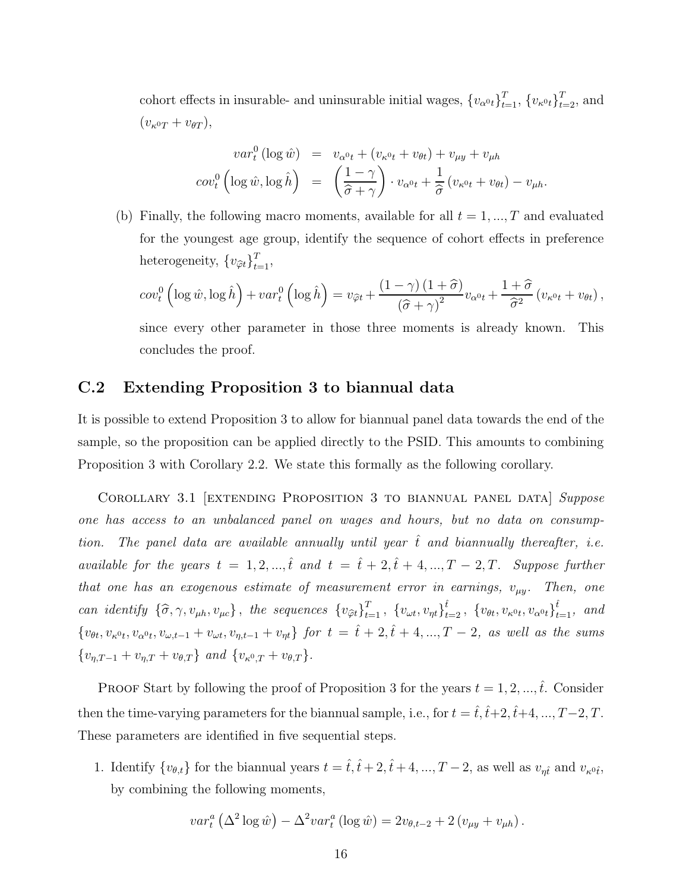cohort effects in insurable- and uninsurable initial wages, $\{v_{\alpha^0 t}\}_{t=1}^T$, $\{v_{\kappa^0 t}\}_{t=2}^T$, and $(v_{\kappa^0 T} + v_{\theta T})$,

$$
\begin{aligned}
var_t^0 (\log \hat{w}) &= v_{\alpha^0 t} + (v_{\kappa^0 t} + v_{\theta t}) + v_{\mu y} + v_{\mu h} \\
cov_t^0 \left( \log \hat{w}, \log \hat{h} \right) &= \left( \frac{1-\gamma}{\widehat{\sigma} + \gamma} \right) \cdot v_{\alpha^0 t} + \frac{1}{\widehat{\sigma}} (v_{\kappa^0 t} + v_{\theta t}) - v_{\mu h}.
\end{aligned}
$$

(b) Finally, the following macro moments, available for all $t = 1, ..., T$ and evaluated for the youngest age group, identify the sequence of cohort effects in preference heterogeneity, $\{v_{\widehat{\varphi} t}\}_{t=1}^T$,

$$
cov_t^0 \left( \log \hat{w}, \log \hat{h} \right) + var_t^0 \left( \log \hat{h} \right) = v_{\widehat{\varphi} t} + \frac{(1-\gamma)(1+\widehat{\sigma})}{(\widehat{\sigma} + \gamma)^2} v_{\alpha^0 t} + \frac{1+\widehat{\sigma}}{\widehat{\sigma}^2} (v_{\kappa^0 t} + v_{\theta t}),
$$

since every other parameter in those three moments is already known. This concludes the proof.

## C.2 Extending Proposition 3 to biannual data

It is possible to extend Proposition 3 to allow for biannual panel data towards the end of the sample, so the proposition can be applied directly to the PSID. This amounts to combining Proposition 3 with Corollary 2.2. We state this formally as the following corollary.

Corollary 3.1 [extending Proposition 3 to biannual panel data] *Suppose one has access to an unbalanced panel on wages and hours, but no data on consumption. The panel data are available annually until year $\hat{t}$ and biannually thereafter, i.e. available for the years $t = 1, 2, ..., \hat{t}$ and $t = \hat{t}+2, \hat{t}+4, ..., T-2, T$. Suppose further that one has an exogenous estimate of measurement error in earnings, $v_{\mu y}$. Then, one can identify $\{\widehat{\sigma}, \gamma, v_{\mu h}, v_{\mu c}\}$, the sequences $\{v_{\widehat{\varphi} t}\}_{t=1}^T$, $\{v_{\omega t}, v_{\eta t}\}_{t=2}^{\hat{t}}$, $\{v_{\theta t}, v_{\kappa^0 t}, v_{\alpha^0 t}\}_{t=1}^{\hat{t}}$, and $\{v_{\theta t}, v_{\kappa^0 t}, v_{\alpha^0 t}, v_{\omega, t-1} + v_{\omega t}, v_{\eta, t-1} + v_{\eta t}\}$ for $t = \hat{t}+2, \hat{t}+4, ..., T-2$, as well as the sums $\{v_{\eta, T-1} + v_{\eta, T} + v_{\theta, T}\}$ and $\{v_{\kappa^0, T} + v_{\theta, T}\}$.*

Proof Start by following the proof of Proposition 3 for the years $t = 1, 2, ..., \hat{t}$. Consider then the time-varying parameters for the biannual sample, i.e., for $t = \hat{t}, \hat{t}+2, \hat{t}+4, ..., T-2, T$. These parameters are identified in five sequential steps.

1. Identify $\{v_{\theta, t}\}$ for the biannual years $t = \hat{t}, \hat{t}+2, \hat{t}+4, ..., T-2$, as well as $v_{\eta \hat{t}}$ and $v_{\kappa^0 \hat{t}}$, by combining the following moments,

$$
var_t^a \left( \Delta^2 \log \hat{w} \right) - \Delta^2 var_t^a (\log \hat{w}) = 2 v_{\theta, t-2} + 2 (v_{\mu y} + v_{\mu h}).
$$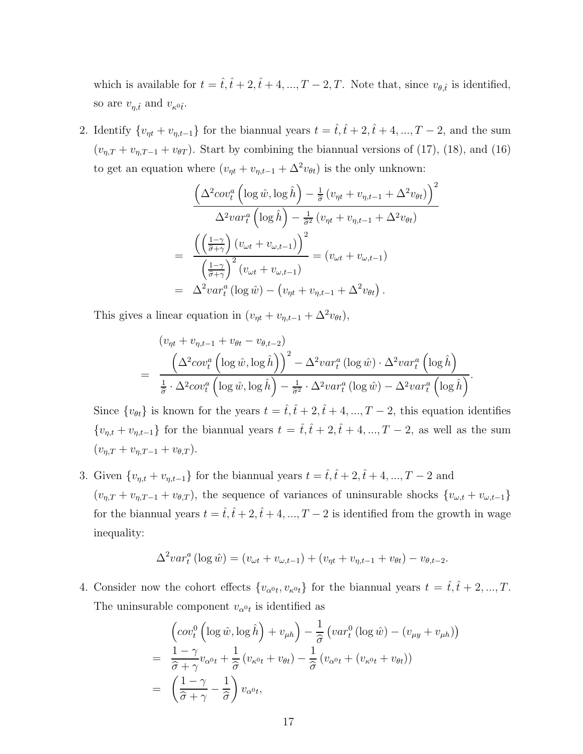which is available for $t = \hat{t}, \hat{t}+2, \hat{t}+4, ..., T-2, T$. Note that, since $v_{\theta,\hat{t}}$ is identified, so are $v_{\eta,\hat{t}}$ and $v_{\kappa^0\hat{t}}$.

2. Identify $\{v_{\eta t} + v_{\eta,t-1}\}$ for the biannual years $t = \hat{t}, \hat{t}+2, \hat{t}+4, ..., T-2$, and the sum $(v_{\eta,T} + v_{\eta,T-1} + v_{\theta T})$. Start by combining the biannual versions of (17), (18), and (16) to get an equation where $(v_{\eta t} + v_{\eta,t-1} + \Delta^2 v_{\theta t})$ is the only unknown:

$$
\begin{aligned}
&\frac{\left(\Delta^2 cov_t^a\left(\log \hat{w}, \log \hat{h}\right) - \frac{1}{\hat{\sigma}}\left(v_{\eta t} + v_{\eta,t-1} + \Delta^2 v_{\theta t}\right)\right)^2}{\Delta^2 var_t^a\left(\log \hat{h}\right) - \frac{1}{\hat{\sigma}^2}\left(v_{\eta t} + v_{\eta,t-1} + \Delta^2 v_{\theta t}\right)} \\
=\;& \frac{\left(\left(\frac{1-\gamma}{\hat{\sigma}+\gamma}\right)\left(v_{\omega t} + v_{\omega,t-1}\right)\right)^2}{\left(\frac{1-\gamma}{\hat{\sigma}+\gamma}\right)^2\left(v_{\omega t} + v_{\omega,t-1}\right)} = \left(v_{\omega t} + v_{\omega,t-1}\right) \\
=\;& \Delta^2 var_t^a\left(\log \hat{w}\right) - \left(v_{\eta t} + v_{\eta,t-1} + \Delta^2 v_{\theta t}\right).
\end{aligned}
$$

This gives a linear equation in $(v_{\eta t} + v_{\eta,t-1} + \Delta^2 v_{\theta t})$,

$$
\begin{aligned}
&\left(v_{\eta t} + v_{\eta,t-1} + v_{\theta t} - v_{\theta,t-2}\right) \\
=\;& \frac{\left(\Delta^2 cov_t^a\left(\log \hat{w}, \log \hat{h}\right)\right)^2 - \Delta^2 var_t^a\left(\log \hat{w}\right) \cdot \Delta^2 var_t^a\left(\log \hat{h}\right)}{\frac{1}{\hat{\sigma}} \cdot \Delta^2 cov_t^a\left(\log \hat{w}, \log \hat{h}\right) - \frac{1}{\hat{\sigma}^2} \cdot \Delta^2 var_t^a\left(\log \hat{w}\right) - \Delta^2 var_t^a\left(\log \hat{h}\right)}.
\end{aligned}
$$

Since $\{v_{\theta t}\}$ is known for the years $t = \hat{t}, \hat{t}+2, \hat{t}+4, ..., T-2$, this equation identifies $\{v_{\eta,t} + v_{\eta,t-1}\}$ for the biannual years $t = \hat{t}, \hat{t}+2, \hat{t}+4, ..., T-2$, as well as the sum $(v_{\eta,T} + v_{\eta,T-1} + v_{\theta,T})$.

3. Given $\{v_{\eta,t} + v_{\eta,t-1}\}$ for the biannual years $t = \hat{t}, \hat{t}+2, \hat{t}+4, ..., T-2$ and $(v_{\eta,T} + v_{\eta,T-1} + v_{\theta,T})$, the sequence of variances of uninsurable shocks $\{v_{\omega,t} + v_{\omega,t-1}\}$ for the biannual years $t = \hat{t}, \hat{t}+2, \hat{t}+4, ..., T-2$ is identified from the growth in wage inequality:

$$
\Delta^2 var_t^a\left(\log \hat{w}\right) = \left(v_{\omega t} + v_{\omega,t-1}\right) + \left(v_{\eta t} + v_{\eta,t-1} + v_{\theta t}\right) - v_{\theta,t-2}.
$$

4. Consider now the cohort effects $\{v_{\alpha^0 t}, v_{\kappa^0 t}\}$ for the biannual years $t = \hat{t}, \hat{t}+2, ..., T$. The uninsurable component $v_{\alpha^0 t}$ is identified as

$$
\begin{aligned}
&\left(cov_t^0\left(\log \hat{w}, \log \hat{h}\right) + v_{\mu h}\right) - \frac{1}{\hat{\sigma}}\left(var_t^0\left(\log \hat{w}\right) - \left(v_{\mu y} + v_{\mu h}\right)\right) \\
=\;& \frac{1-\gamma}{\hat{\sigma}+\gamma} v_{\alpha^0 t} + \frac{1}{\hat{\sigma}}\left(v_{\kappa^0 t} + v_{\theta t}\right) - \frac{1}{\hat{\sigma}}\left(v_{\alpha^0 t} + \left(v_{\kappa^0 t} + v_{\theta t}\right)\right) \\
=\;& \left(\frac{1-\gamma}{\hat{\sigma}+\gamma} - \frac{1}{\hat{\sigma}}\right) v_{\alpha^0 t},
\end{aligned}
$$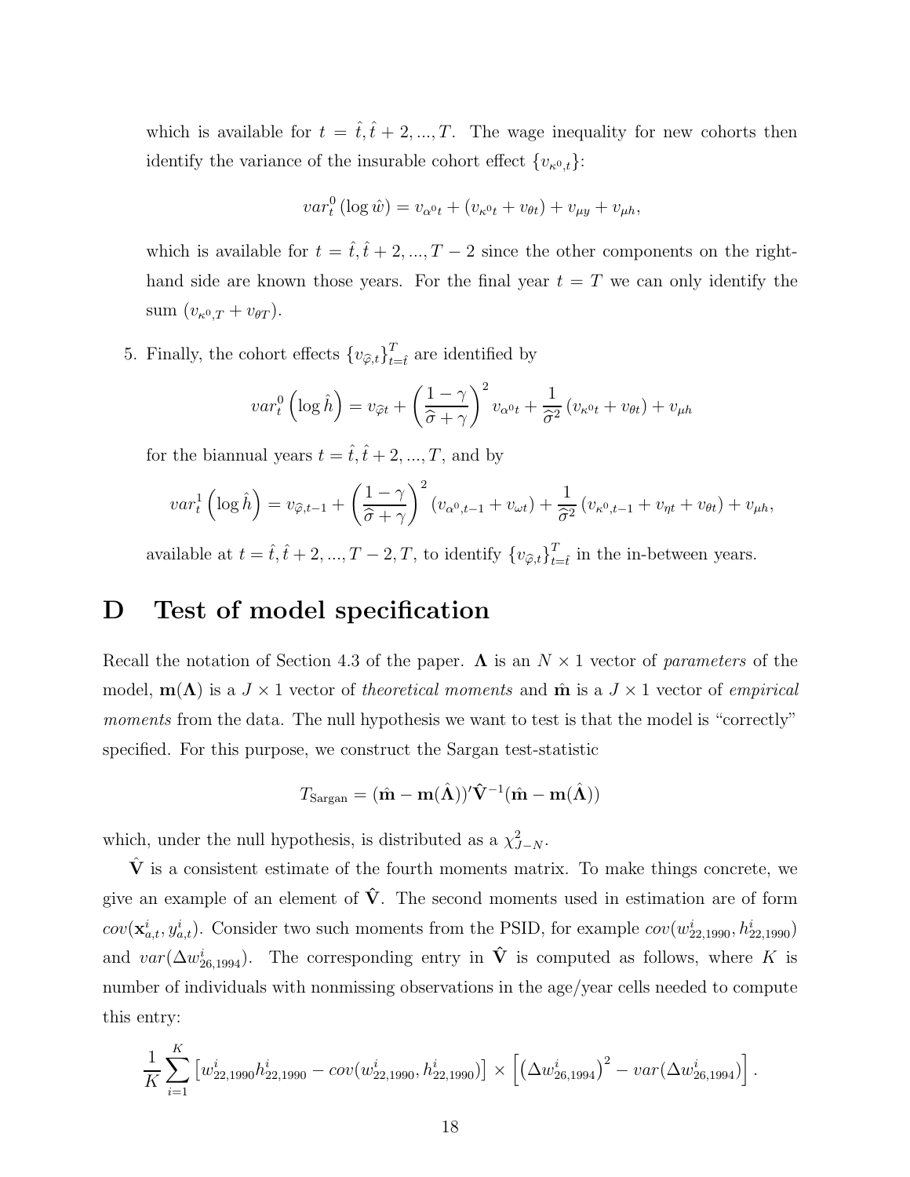which is available for $t = \hat{t}, \hat{t}+2, ..., T$. The wage inequality for new cohorts then identify the variance of the insurable cohort effect $\{v_{\kappa^0,t}\}$:

$$var_t^0 (\log \hat{w}) = v_{\alpha^0 t} + (v_{\kappa^0 t} + v_{\theta t}) + v_{\mu y} + v_{\mu h},$$

which is available for $t = \hat{t}, \hat{t}+2, ..., T-2$ since the other components on the right-hand side are known those years. For the final year $t = T$ we can only identify the sum $(v_{\kappa^0,T} + v_{\theta T})$.

5. Finally, the cohort effects $\{v_{\widehat{\varphi},t}\}_{t=\hat{t}}^{T}$ are identified by

$$var_t^0 \left(\log \hat{h}\right) = v_{\widehat{\varphi} t} + \left(\frac{1-\gamma}{\widehat{\sigma}+\gamma}\right)^2 v_{\alpha^0 t} + \frac{1}{\widehat{\sigma}^2}\left(v_{\kappa^0 t} + v_{\theta t}\right) + v_{\mu h}$$

for the biannual years $t = \hat{t}, \hat{t}+2, ..., T$, and by

$$var_t^1 \left(\log \hat{h}\right) = v_{\widehat{\varphi},t-1} + \left(\frac{1-\gamma}{\widehat{\sigma}+\gamma}\right)^2 \left(v_{\alpha^0,t-1} + v_{\omega t}\right) + \frac{1}{\widehat{\sigma}^2}\left(v_{\kappa^0,t-1} + v_{\eta t} + v_{\theta t}\right) + v_{\mu h},$$

available at $t = \hat{t}, \hat{t}+2, ..., T-2, T$, to identify $\{v_{\widehat{\varphi},t}\}_{t=\hat{t}}^{T}$ in the in-between years.

# D Test of model specification

Recall the notation of Section 4.3 of the paper. $\mathbf{\Lambda}$ is an $N \times 1$ vector of *parameters* of the model, $\mathbf{m}(\mathbf{\Lambda})$ is a $J \times 1$ vector of *theoretical moments* and $\hat{\mathbf{m}}$ is a $J \times 1$ vector of *empirical moments* from the data. The null hypothesis we want to test is that the model is "correctly" specified. For this purpose, we construct the Sargan test-statistic

$$T_{\text{Sargan}} = (\hat{\mathbf{m}} - \mathbf{m}(\hat{\mathbf{\Lambda}}))' \hat{\mathbf{V}}^{-1} (\hat{\mathbf{m}} - \mathbf{m}(\hat{\mathbf{\Lambda}}))$$

which, under the null hypothesis, is distributed as a $\chi^2_{J-N}$.

$\hat{\mathbf{V}}$ is a consistent estimate of the fourth moments matrix. To make things concrete, we give an example of an element of $\hat{\mathbf{V}}$. The second moments used in estimation are of form $cov(\mathbf{x}_{a,t}^i, y_{a,t}^i)$. Consider two such moments from the PSID, for example $cov(w_{22,1990}^i, h_{22,1990}^i)$ and $var(\Delta w_{26,1994}^i)$. The corresponding entry in $\hat{\mathbf{V}}$ is computed as follows, where $K$ is number of individuals with nonmissing observations in the age/year cells needed to compute this entry:

$$\frac{1}{K}\sum_{i=1}^{K}\left[w_{22,1990}^i h_{22,1990}^i - cov(w_{22,1990}^i, h_{22,1990}^i)\right] \times \left[\left(\Delta w_{26,1994}^i\right)^2 - var(\Delta w_{26,1994}^i)\right].$$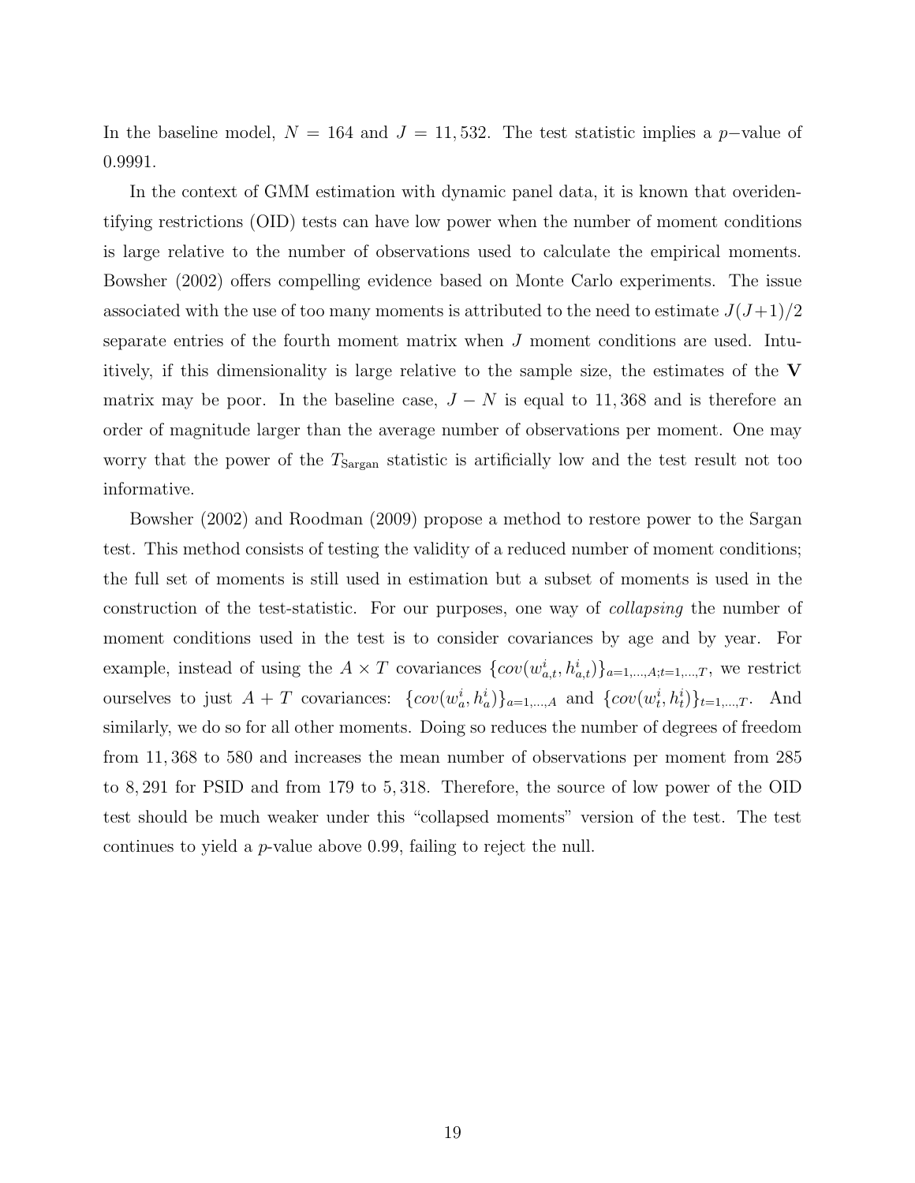In the baseline model, $N = 164$ and $J = 11,532$. The test statistic implies a $p-$value of 0.9991.

In the context of GMM estimation with dynamic panel data, it is known that overidentifying restrictions (OID) tests can have low power when the number of moment conditions is large relative to the number of observations used to calculate the empirical moments. Bowsher (2002) offers compelling evidence based on Monte Carlo experiments. The issue associated with the use of too many moments is attributed to the need to estimate $J(J+1)/2$ separate entries of the fourth moment matrix when $J$ moment conditions are used. Intuitively, if this dimensionality is large relative to the sample size, the estimates of the $\mathbf{V}$ matrix may be poor. In the baseline case, $J - N$ is equal to 11,368 and is therefore an order of magnitude larger than the average number of observations per moment. One may worry that the power of the $T_{\text{Sargan}}$ statistic is artificially low and the test result not too informative.

Bowsher (2002) and Roodman (2009) propose a method to restore power to the Sargan test. This method consists of testing the validity of a reduced number of moment conditions; the full set of moments is still used in estimation but a subset of moments is used in the construction of the test-statistic. For our purposes, one way of *collapsing* the number of moment conditions used in the test is to consider covariances by age and by year. For example, instead of using the $A \times T$ covariances $\{cov(w^i_{a,t}, h^i_{a,t})\}_{a=1,...,A;t=1,...,T}$, we restrict ourselves to just $A + T$ covariances: $\{cov(w^i_a, h^i_a)\}_{a=1,...,A}$ and $\{cov(w^i_t, h^i_t)\}_{t=1,...,T}$. And similarly, we do so for all other moments. Doing so reduces the number of degrees of freedom from 11,368 to 580 and increases the mean number of observations per moment from 285 to 8,291 for PSID and from 179 to 5,318. Therefore, the source of low power of the OID test should be much weaker under this "collapsed moments" version of the test. The test continues to yield a $p$-value above 0.99, failing to reject the null.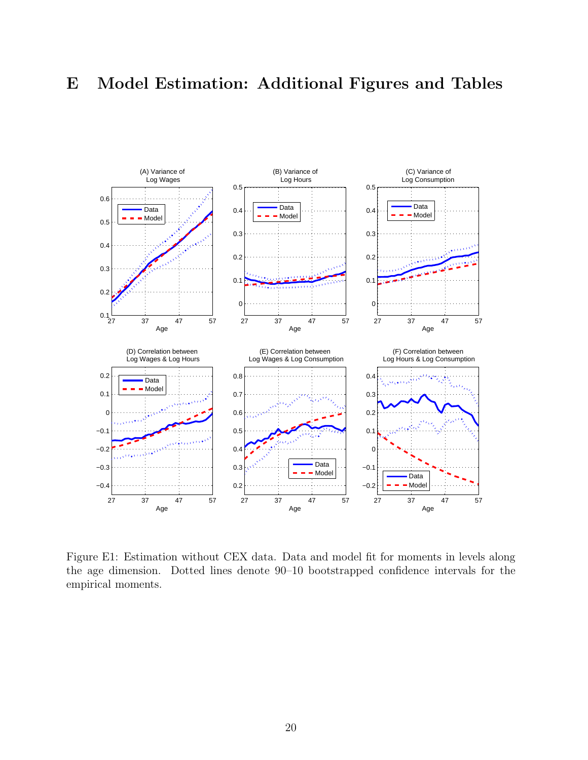# E Model Estimation: Additional Figures and Tables

Figure E1: Estimation without CEX data. Data and model fit for moments in levels along the age dimension. Dotted lines denote 90–10 bootstrapped confidence intervals for the empirical moments.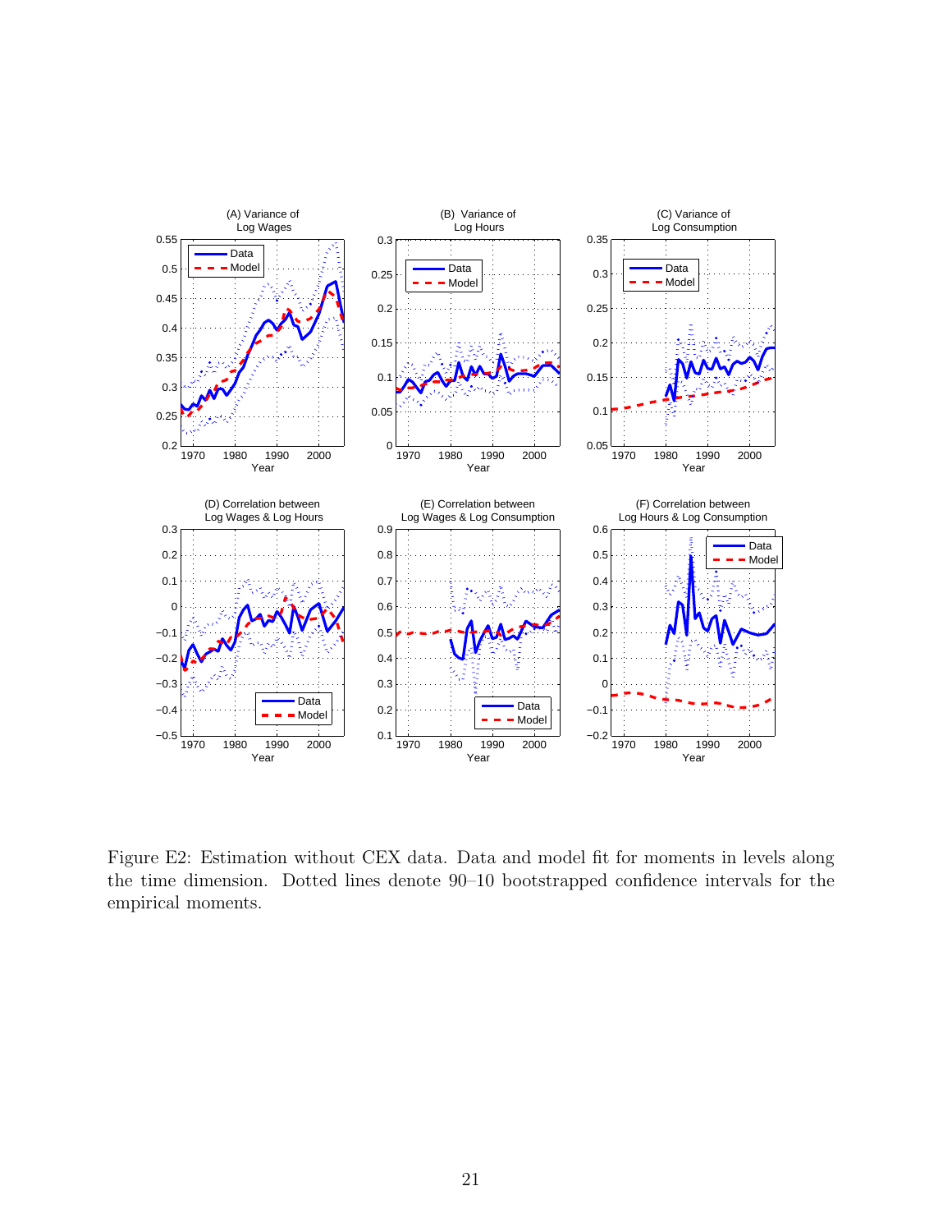Figure E2: Estimation without CEX data. Data and model fit for moments in levels along the time dimension. Dotted lines denote 90–10 bootstrapped confidence intervals for the empirical moments.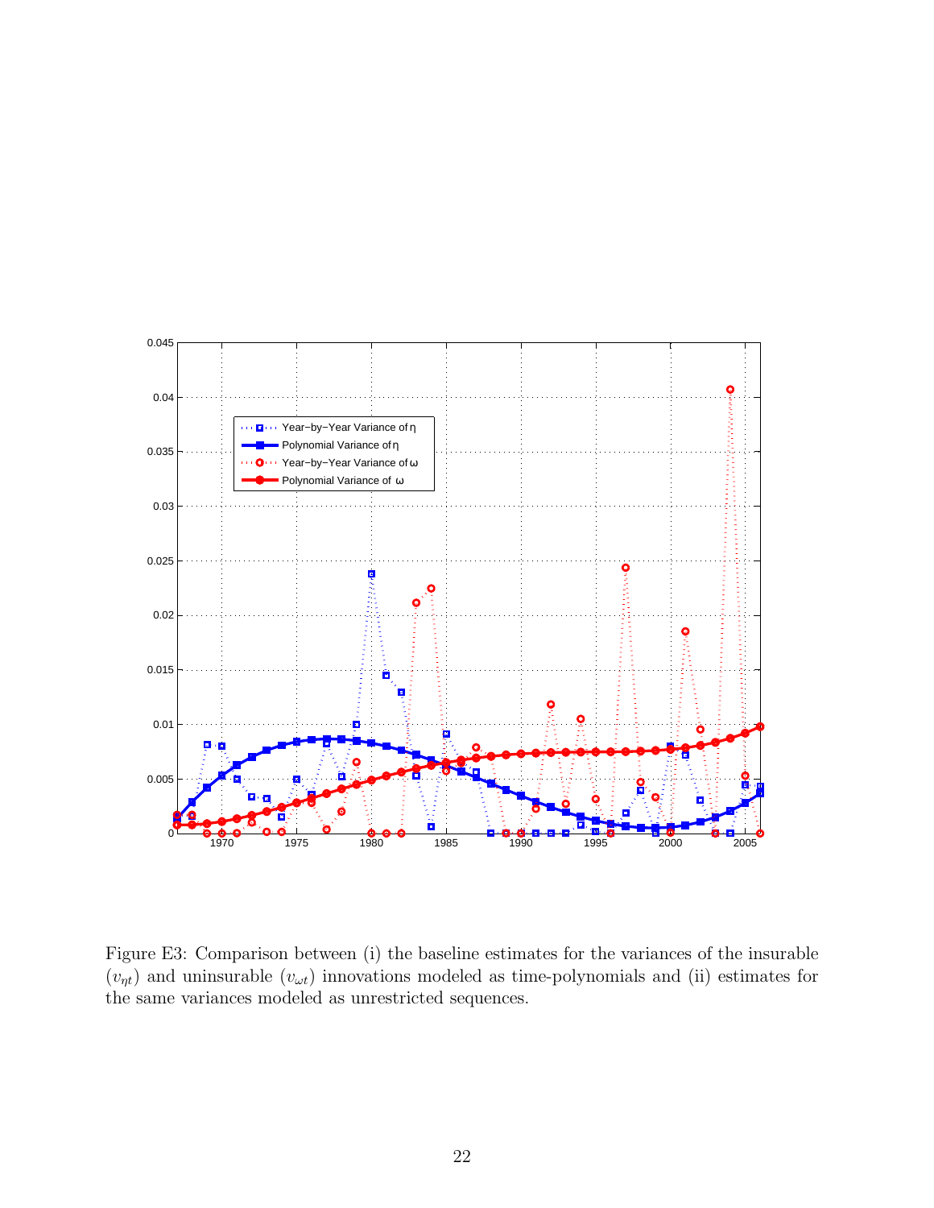Figure E3: Comparison between (i) the baseline estimates for the variances of the insurable ($v_{\eta t}$) and uninsurable ($v_{\omega t}$) innovations modeled as time-polynomials and (ii) estimates for the same variances modeled as unrestricted sequences.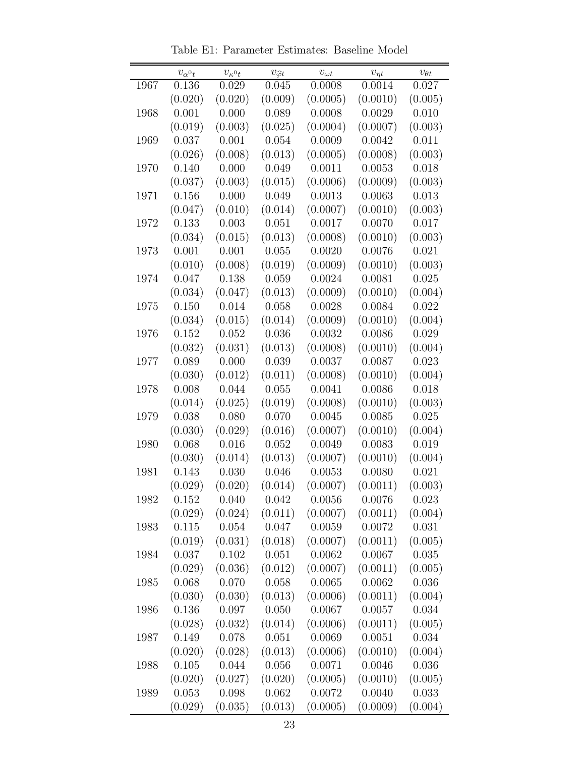Table E1: Parameter Estimates: Baseline Model

| | $v_{\alpha^0 t}$ | $v_{\kappa^0 t}$ | $v_{\widehat{\varphi} t}$ | $v_{\omega t}$ | $v_{\eta t}$ | $v_{\theta t}$ |
|---|---|---|---|---|---|---|
| 1967 | 0.136 | 0.029 | 0.045 | 0.0008 | 0.0014 | 0.027 |
| | (0.020) | (0.020) | (0.009) | (0.0005) | (0.0010) | (0.005) |
| 1968 | 0.001 | 0.000 | 0.089 | 0.0008 | 0.0029 | 0.010 |
| | (0.019) | (0.003) | (0.025) | (0.0004) | (0.0007) | (0.003) |
| 1969 | 0.037 | 0.001 | 0.054 | 0.0009 | 0.0042 | 0.011 |
| | (0.026) | (0.008) | (0.013) | (0.0005) | (0.0008) | (0.003) |
| 1970 | 0.140 | 0.000 | 0.049 | 0.0011 | 0.0053 | 0.018 |
| | (0.037) | (0.003) | (0.015) | (0.0006) | (0.0009) | (0.003) |
| 1971 | 0.156 | 0.000 | 0.049 | 0.0013 | 0.0063 | 0.013 |
| | (0.047) | (0.010) | (0.014) | (0.0007) | (0.0010) | (0.003) |
| 1972 | 0.133 | 0.003 | 0.051 | 0.0017 | 0.0070 | 0.017 |
| | (0.034) | (0.015) | (0.013) | (0.0008) | (0.0010) | (0.003) |
| 1973 | 0.001 | 0.001 | 0.055 | 0.0020 | 0.0076 | 0.021 |
| | (0.010) | (0.008) | (0.019) | (0.0009) | (0.0010) | (0.003) |
| 1974 | 0.047 | 0.138 | 0.059 | 0.0024 | 0.0081 | 0.025 |
| | (0.034) | (0.047) | (0.013) | (0.0009) | (0.0010) | (0.004) |
| 1975 | 0.150 | 0.014 | 0.058 | 0.0028 | 0.0084 | 0.022 |
| | (0.034) | (0.015) | (0.014) | (0.0009) | (0.0010) | (0.004) |
| 1976 | 0.152 | 0.052 | 0.036 | 0.0032 | 0.0086 | 0.029 |
| | (0.032) | (0.031) | (0.013) | (0.0008) | (0.0010) | (0.004) |
| 1977 | 0.089 | 0.000 | 0.039 | 0.0037 | 0.0087 | 0.023 |
| | (0.030) | (0.012) | (0.011) | (0.0008) | (0.0010) | (0.004) |
| 1978 | 0.008 | 0.044 | 0.055 | 0.0041 | 0.0086 | 0.018 |
| | (0.014) | (0.025) | (0.019) | (0.0008) | (0.0010) | (0.003) |
| 1979 | 0.038 | 0.080 | 0.070 | 0.0045 | 0.0085 | 0.025 |
| | (0.030) | (0.029) | (0.016) | (0.0007) | (0.0010) | (0.004) |
| 1980 | 0.068 | 0.016 | 0.052 | 0.0049 | 0.0083 | 0.019 |
| | (0.030) | (0.014) | (0.013) | (0.0007) | (0.0010) | (0.004) |
| 1981 | 0.143 | 0.030 | 0.046 | 0.0053 | 0.0080 | 0.021 |
| | (0.029) | (0.020) | (0.014) | (0.0007) | (0.0011) | (0.003) |
| 1982 | 0.152 | 0.040 | 0.042 | 0.0056 | 0.0076 | 0.023 |
| | (0.029) | (0.024) | (0.011) | (0.0007) | (0.0011) | (0.004) |
| 1983 | 0.115 | 0.054 | 0.047 | 0.0059 | 0.0072 | 0.031 |
| | (0.019) | (0.031) | (0.018) | (0.0007) | (0.0011) | (0.005) |
| 1984 | 0.037 | 0.102 | 0.051 | 0.0062 | 0.0067 | 0.035 |
| | (0.029) | (0.036) | (0.012) | (0.0007) | (0.0011) | (0.005) |
| 1985 | 0.068 | 0.070 | 0.058 | 0.0065 | 0.0062 | 0.036 |
| | (0.030) | (0.030) | (0.013) | (0.0006) | (0.0011) | (0.004) |
| 1986 | 0.136 | 0.097 | 0.050 | 0.0067 | 0.0057 | 0.034 |
| | (0.028) | (0.032) | (0.014) | (0.0006) | (0.0011) | (0.005) |
| 1987 | 0.149 | 0.078 | 0.051 | 0.0069 | 0.0051 | 0.034 |
| | (0.020) | (0.028) | (0.013) | (0.0006) | (0.0010) | (0.004) |
| 1988 | 0.105 | 0.044 | 0.056 | 0.0071 | 0.0046 | 0.036 |
| | (0.020) | (0.027) | (0.020) | (0.0005) | (0.0010) | (0.005) |
| 1989 | 0.053 | 0.098 | 0.062 | 0.0072 | 0.0040 | 0.033 |
| | (0.029) | (0.035) | (0.013) | (0.0005) | (0.0009) | (0.004) |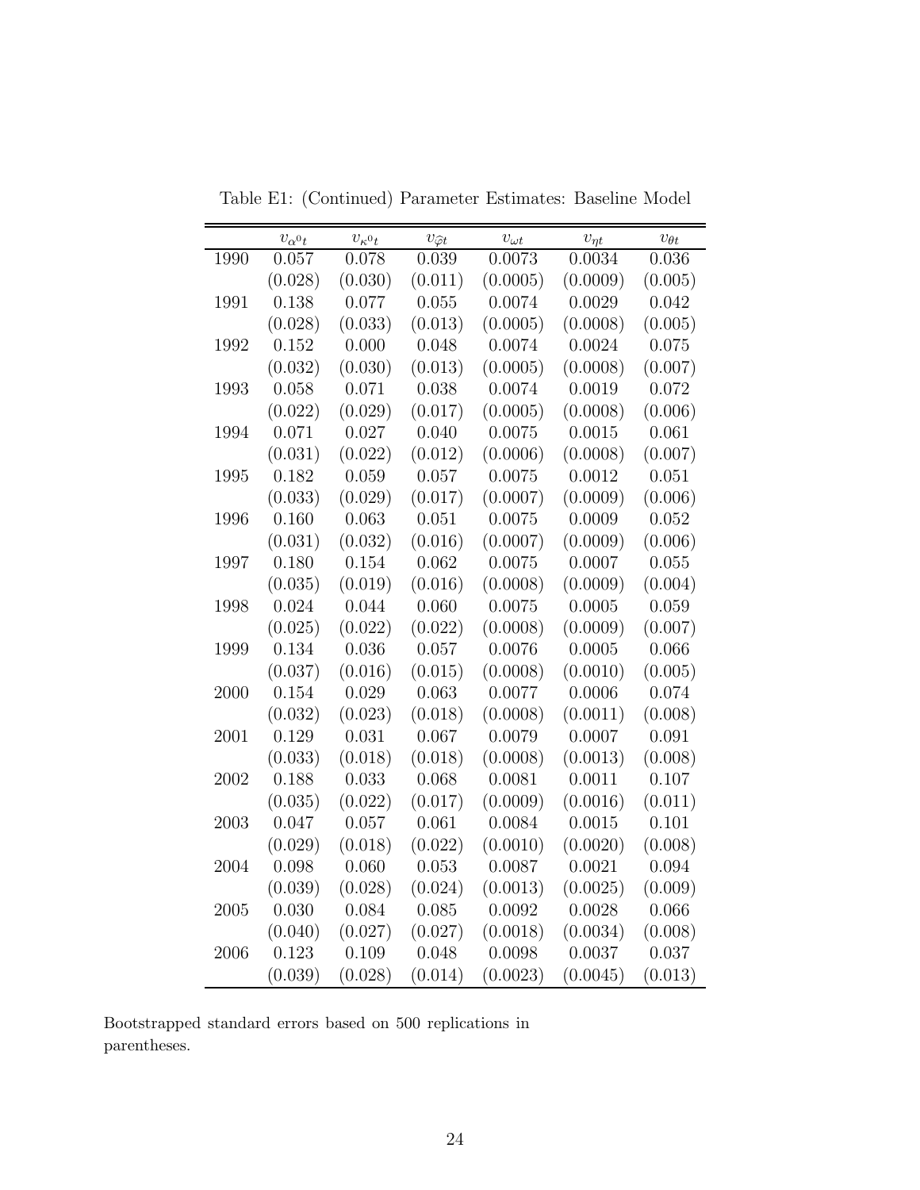Table E1: (Continued) Parameter Estimates: Baseline Model

| | $v_{\alpha^0 t}$ | $v_{\kappa^0 t}$ | $v_{\widehat{\varphi} t}$ | $v_{\omega t}$ | $v_{\eta t}$ | $v_{\theta t}$ |
|---|---|---|---|---|---|---|
| 1990 | 0.057 | 0.078 | 0.039 | 0.0073 | 0.0034 | 0.036 |
| | (0.028) | (0.030) | (0.011) | (0.0005) | (0.0009) | (0.005) |
| 1991 | 0.138 | 0.077 | 0.055 | 0.0074 | 0.0029 | 0.042 |
| | (0.028) | (0.033) | (0.013) | (0.0005) | (0.0008) | (0.005) |
| 1992 | 0.152 | 0.000 | 0.048 | 0.0074 | 0.0024 | 0.075 |
| | (0.032) | (0.030) | (0.013) | (0.0005) | (0.0008) | (0.007) |
| 1993 | 0.058 | 0.071 | 0.038 | 0.0074 | 0.0019 | 0.072 |
| | (0.022) | (0.029) | (0.017) | (0.0005) | (0.0008) | (0.006) |
| 1994 | 0.071 | 0.027 | 0.040 | 0.0075 | 0.0015 | 0.061 |
| | (0.031) | (0.022) | (0.012) | (0.0006) | (0.0008) | (0.007) |
| 1995 | 0.182 | 0.059 | 0.057 | 0.0075 | 0.0012 | 0.051 |
| | (0.033) | (0.029) | (0.017) | (0.0007) | (0.0009) | (0.006) |
| 1996 | 0.160 | 0.063 | 0.051 | 0.0075 | 0.0009 | 0.052 |
| | (0.031) | (0.032) | (0.016) | (0.0007) | (0.0009) | (0.006) |
| 1997 | 0.180 | 0.154 | 0.062 | 0.0075 | 0.0007 | 0.055 |
| | (0.035) | (0.019) | (0.016) | (0.0008) | (0.0009) | (0.004) |
| 1998 | 0.024 | 0.044 | 0.060 | 0.0075 | 0.0005 | 0.059 |
| | (0.025) | (0.022) | (0.022) | (0.0008) | (0.0009) | (0.007) |
| 1999 | 0.134 | 0.036 | 0.057 | 0.0076 | 0.0005 | 0.066 |
| | (0.037) | (0.016) | (0.015) | (0.0008) | (0.0010) | (0.005) |
| 2000 | 0.154 | 0.029 | 0.063 | 0.0077 | 0.0006 | 0.074 |
| | (0.032) | (0.023) | (0.018) | (0.0008) | (0.0011) | (0.008) |
| 2001 | 0.129 | 0.031 | 0.067 | 0.0079 | 0.0007 | 0.091 |
| | (0.033) | (0.018) | (0.018) | (0.0008) | (0.0013) | (0.008) |
| 2002 | 0.188 | 0.033 | 0.068 | 0.0081 | 0.0011 | 0.107 |
| | (0.035) | (0.022) | (0.017) | (0.0009) | (0.0016) | (0.011) |
| 2003 | 0.047 | 0.057 | 0.061 | 0.0084 | 0.0015 | 0.101 |
| | (0.029) | (0.018) | (0.022) | (0.0010) | (0.0020) | (0.008) |
| 2004 | 0.098 | 0.060 | 0.053 | 0.0087 | 0.0021 | 0.094 |
| | (0.039) | (0.028) | (0.024) | (0.0013) | (0.0025) | (0.009) |
| 2005 | 0.030 | 0.084 | 0.085 | 0.0092 | 0.0028 | 0.066 |
| | (0.040) | (0.027) | (0.027) | (0.0018) | (0.0034) | (0.008) |
| 2006 | 0.123 | 0.109 | 0.048 | 0.0098 | 0.0037 | 0.037 |
| | (0.039) | (0.028) | (0.014) | (0.0023) | (0.0045) | (0.013) |

Bootstrapped standard errors based on 500 replications in parentheses.